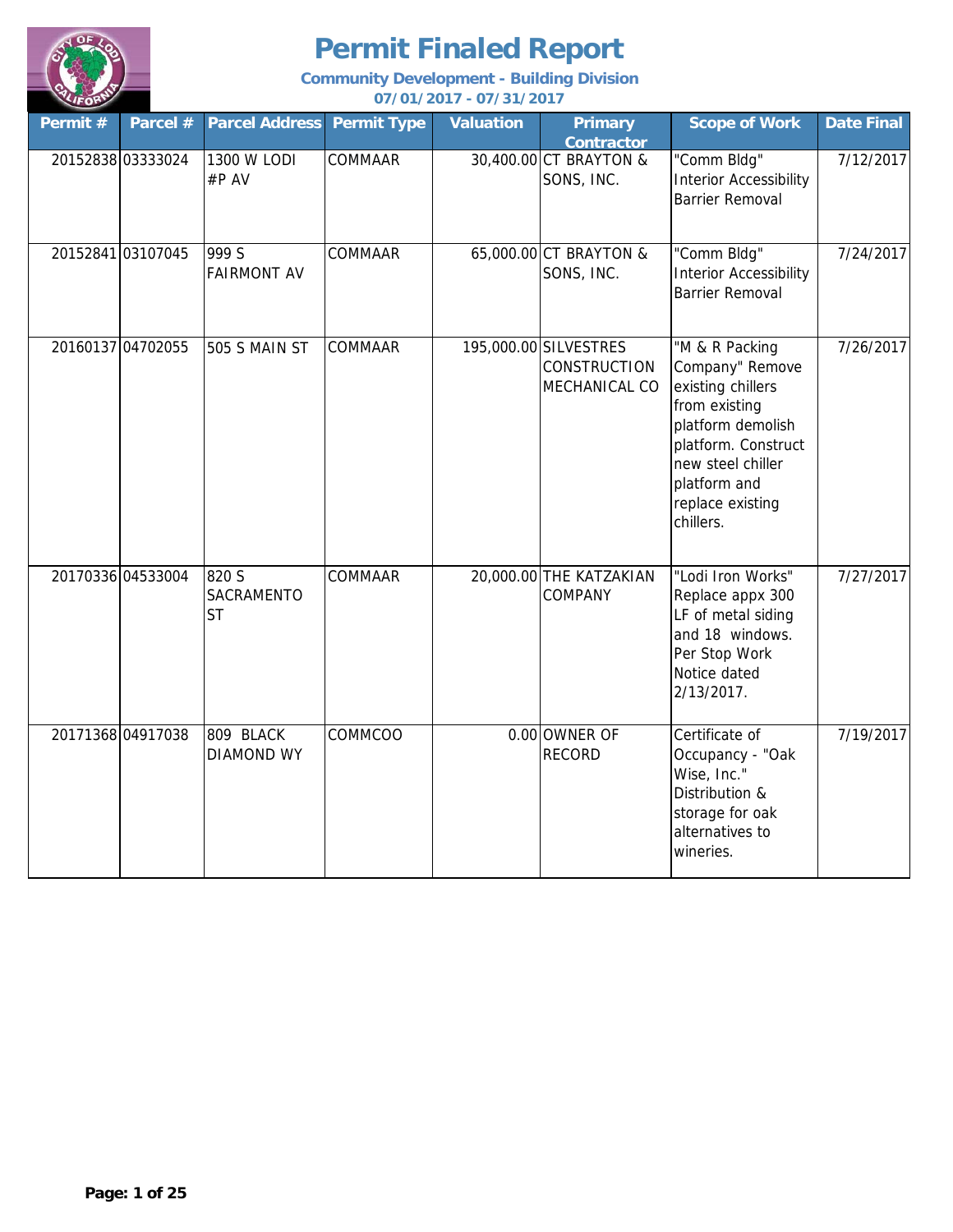# Permit Finaled Report

**Community Development - Building Division**

**07/01/2017 - 07/31/2017**

| Permit # | Parcel # | Parcel Address | Permit Type | Valuation | Primary Contractor | Scope of Work | Date Final |
|---|---|---|---|---|---|---|---|
| 20152838 | 03333024 | 1300 W LODI #P AV | COMMAAR | 30,400.00 | CT BRAYTON & SONS, INC. | "Comm Bldg" Interior Accessibility Barrier Removal | 7/12/2017 |
| 20152841 | 03107045 | 999 S FAIRMONT AV | COMMAAR | 65,000.00 | CT BRAYTON & SONS, INC. | "Comm Bldg" Interior Accessibility Barrier Removal | 7/24/2017 |
| 20160137 | 04702055 | 505 S MAIN ST | COMMAAR | 195,000.00 | SILVESTRES CONSTRUCTION MECHANICAL CO | "M & R Packing Company" Remove existing chillers from existing platform demolish platform. Construct new steel chiller platform and replace existing chillers. | 7/26/2017 |
| 20170336 | 04533004 | 820 S SACRAMENTO ST | COMMAAR | 20,000.00 | THE KATZAKIAN COMPANY | "Lodi Iron Works" Replace appx 300 LF of metal siding and 18 windows. Per Stop Work Notice dated 2/13/2017. | 7/27/2017 |
| 20171368 | 04917038 | 809 BLACK DIAMOND WY | COMMCOO | 0.00 | OWNER OF RECORD | Certificate of Occupancy - "Oak Wise, Inc." Distribution & storage for oak alternatives to wineries. | 7/19/2017 |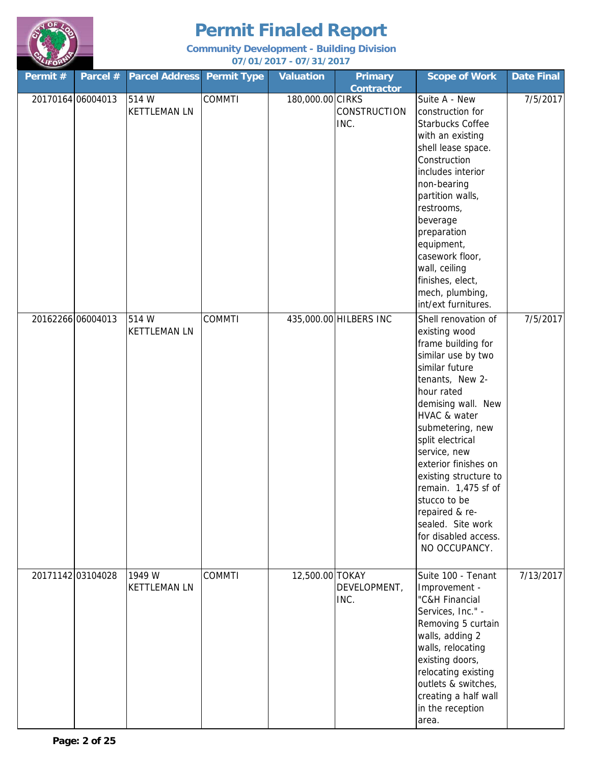# Permit Finaled Report

**Community Development - Building Division**

**07/01/2017 - 07/31/2017**

| Permit # | Parcel # | Parcel Address | Permit Type | Valuation | Primary Contractor | Scope of Work | Date Final |
|---|---|---|---|---|---|---|---|
| 20170164 | 06004013 | 514 W KETTLEMAN LN | COMMTI | 180,000.00 | CIRKS CONSTRUCTION INC. | Suite A - New construction for Starbucks Coffee with an existing shell lease space. Construction includes interior non-bearing partition walls, restrooms, beverage preparation equipment, casework floor, wall, ceiling finishes, elect, mech, plumbing, int/ext furnitures. | 7/5/2017 |
| 20162266 | 06004013 | 514 W KETTLEMAN LN | COMMTI | 435,000.00 | HILBERS INC | Shell renovation of existing wood frame building for similar use by two similar future tenants, New 2-hour rated demising wall. New HVAC & water submetering, new split electrical service, new exterior finishes on existing structure to remain. 1,475 sf of stucco to be repaired & re-sealed. Site work for disabled access. NO OCCUPANCY. | 7/5/2017 |
| 20171142 | 03104028 | 1949 W KETTLEMAN LN | COMMTI | 12,500.00 | TOKAY DEVELOPMENT, INC. | Suite 100 - Tenant Improvement - "C&H Financial Services, Inc." - Removing 5 curtain walls, adding 2 walls, relocating existing doors, relocating existing outlets & switches, creating a half wall in the reception area. | 7/13/2017 |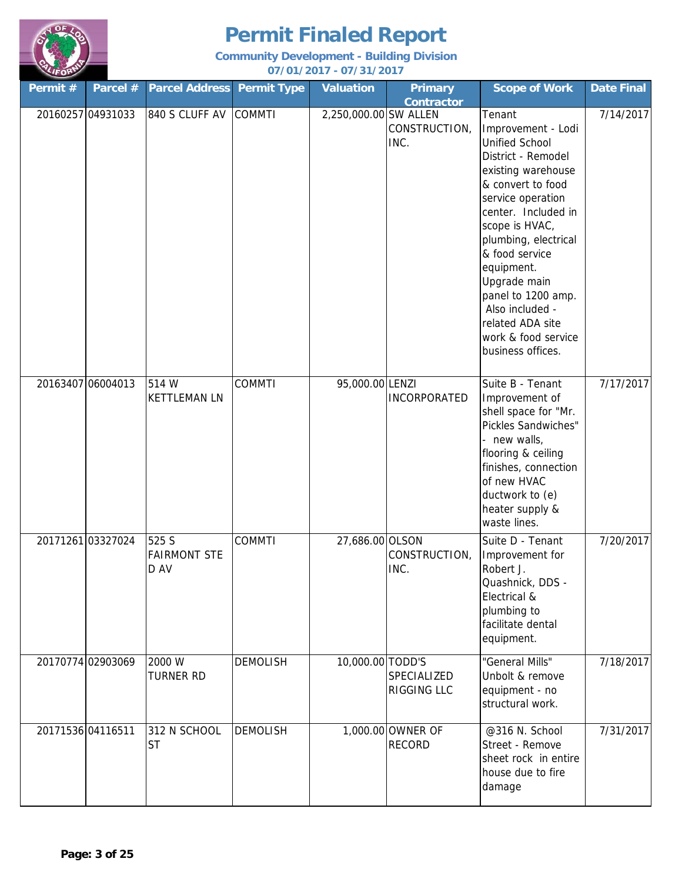# Permit Finaled Report

**Community Development - Building Division**

**07/01/2017 - 07/31/2017**

| Permit # | Parcel # | Parcel Address | Permit Type | Valuation | Primary Contractor | Scope of Work | Date Final |
|---|---|---|---|---|---|---|---|
| 20160257 | 04931033 | 840 S CLUFF AV | COMMTI | 2,250,000.00 | SW ALLEN CONSTRUCTION, INC. | Tenant Improvement - Lodi Unified School District - Remodel existing warehouse & convert to food service operation center. Included in scope is HVAC, plumbing, electrical & food service equipment. Upgrade main panel to 1200 amp. Also included - related ADA site work & food service business offices. | 7/14/2017 |
| 20163407 | 06004013 | 514 W KETTLEMAN LN | COMMTI | 95,000.00 | LENZI INCORPORATED | Suite B - Tenant Improvement of shell space for "Mr. Pickles Sandwiches" - new walls, flooring & ceiling finishes, connection of new HVAC ductwork to (e) heater supply & waste lines. | 7/17/2017 |
| 20171261 | 03327024 | 525 S FAIRMONT STE D AV | COMMTI | 27,686.00 | OLSON CONSTRUCTION, INC. | Suite D - Tenant Improvement for Robert J. Quashnick, DDS - Electrical & plumbing to facilitate dental equipment. | 7/20/2017 |
| 20170774 | 02903069 | 2000 W TURNER RD | DEMOLISH | 10,000.00 | TODD'S SPECIALIZED RIGGING LLC | "General Mills" Unbolt & remove equipment - no structural work. | 7/18/2017 |
| 20171536 | 04116511 | 312 N SCHOOL ST | DEMOLISH | 1,000.00 | OWNER OF RECORD | @316 N. School Street - Remove sheet rock in entire house due to fire damage | 7/31/2017 |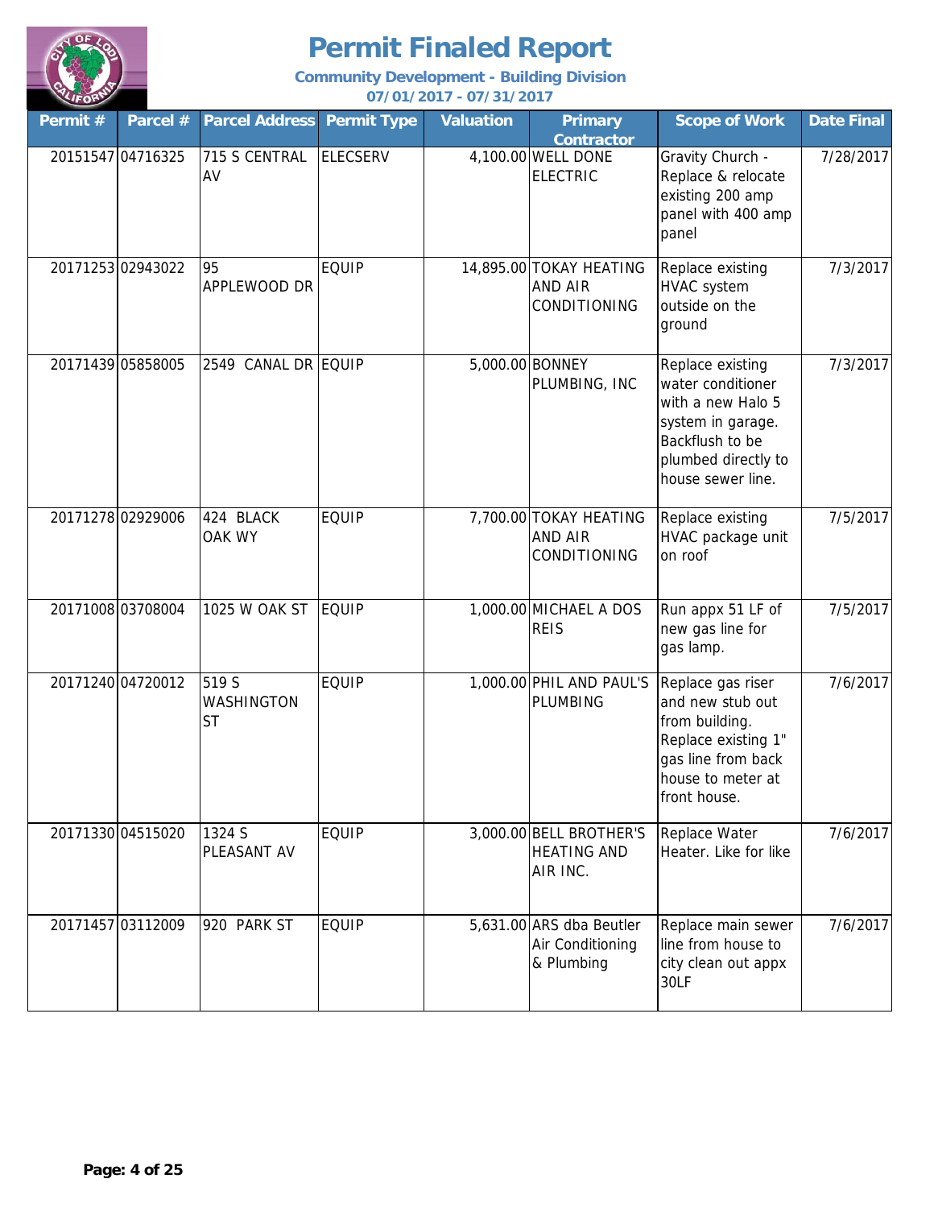# Permit Finaled Report

**Community Development - Building Division**

**07/01/2017 - 07/31/2017**

| Permit # | Parcel # | Parcel Address | Permit Type | Valuation | Primary Contractor | Scope of Work | Date Final |
|---|---|---|---|---|---|---|---|
| 20151547 | 04716325 | 715 S CENTRAL AV | ELECSERV | 4,100.00 | WELL DONE ELECTRIC | Gravity Church - Replace & relocate existing 200 amp panel with 400 amp panel | 7/28/2017 |
| 20171253 | 02943022 | 95 APPLEWOOD DR | EQUIP | 14,895.00 | TOKAY HEATING AND AIR CONDITIONING | Replace existing HVAC system outside on the ground | 7/3/2017 |
| 20171439 | 05858005 | 2549 CANAL DR | EQUIP | 5,000.00 | BONNEY PLUMBING, INC | Replace existing water conditioner with a new Halo 5 system in garage. Backflush to be plumbed directly to house sewer line. | 7/3/2017 |
| 20171278 | 02929006 | 424 BLACK OAK WY | EQUIP | 7,700.00 | TOKAY HEATING AND AIR CONDITIONING | Replace existing HVAC package unit on roof | 7/5/2017 |
| 20171008 | 03708004 | 1025 W OAK ST | EQUIP | 1,000.00 | MICHAEL A DOS REIS | Run appx 51 LF of new gas line for gas lamp. | 7/5/2017 |
| 20171240 | 04720012 | 519 S WASHINGTON ST | EQUIP | 1,000.00 | PHIL AND PAUL'S PLUMBING | Replace gas riser and new stub out from building. Replace existing 1" gas line from back house to meter at front house. | 7/6/2017 |
| 20171330 | 04515020 | 1324 S PLEASANT AV | EQUIP | 3,000.00 | BELL BROTHER'S HEATING AND AIR INC. | Replace Water Heater. Like for like | 7/6/2017 |
| 20171457 | 03112009 | 920 PARK ST | EQUIP | 5,631.00 | ARS dba Beutler Air Conditioning & Plumbing | Replace main sewer line from house to city clean out appx 30LF | 7/6/2017 |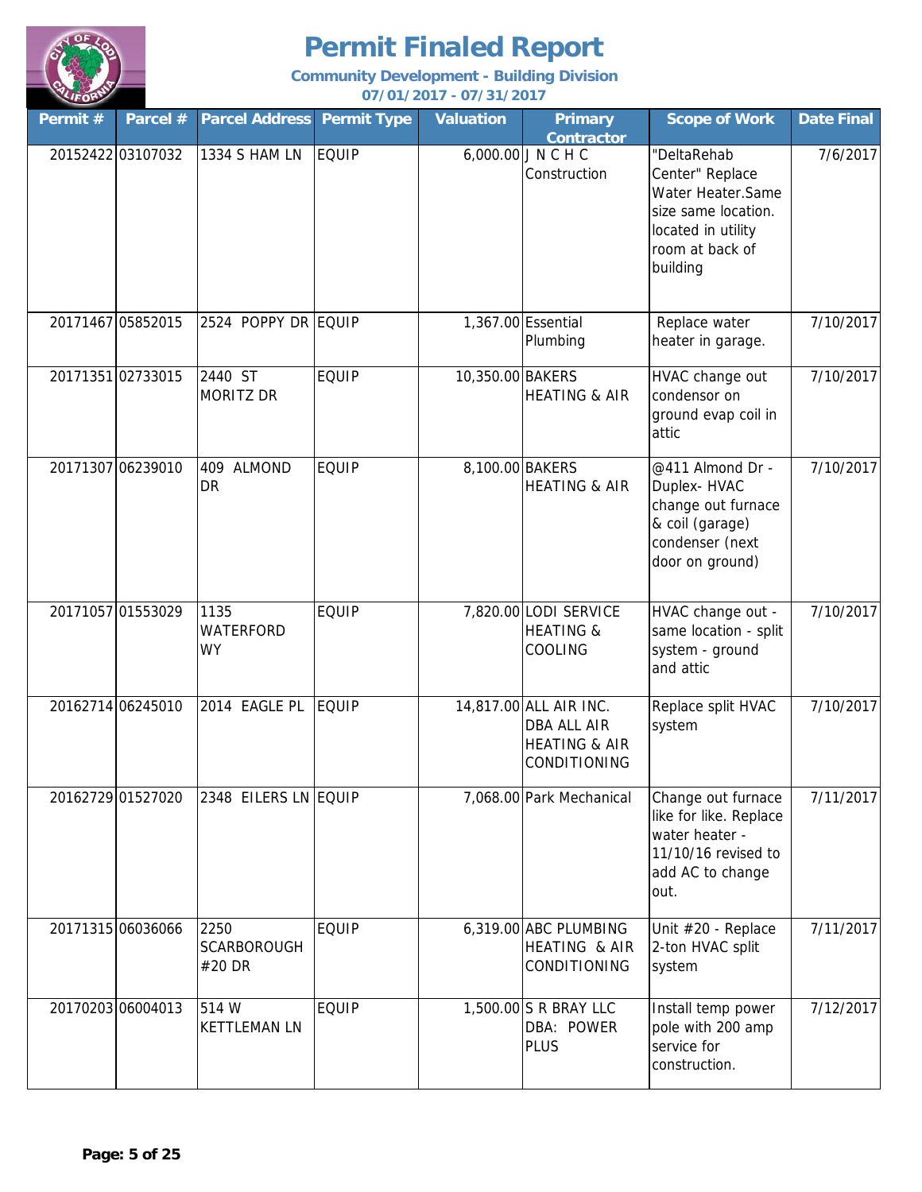# Permit Finaled Report

**Community Development - Building Division**
**07/01/2017 - 07/31/2017**

| Permit # | Parcel # | Parcel Address | Permit Type | Valuation | Primary Contractor | Scope of Work | Date Final |
|---|---|---|---|---|---|---|---|
| 20152422 | 03107032 | 1334 S HAM LN | EQUIP | 6,000.00 | J N C H C Construction | "DeltaRehab Center" Replace Water Heater.Same size same location. located in utility room at back of building | 7/6/2017 |
| 20171467 | 05852015 | 2524 POPPY DR | EQUIP | 1,367.00 | Essential Plumbing | Replace water heater in garage. | 7/10/2017 |
| 20171351 | 02733015 | 2440 ST MORITZ DR | EQUIP | 10,350.00 | BAKERS HEATING & AIR | HVAC change out condensor on ground evap coil in attic | 7/10/2017 |
| 20171307 | 06239010 | 409 ALMOND DR | EQUIP | 8,100.00 | BAKERS HEATING & AIR | @411 Almond Dr - Duplex- HVAC change out furnace & coil (garage) condenser (next door on ground) | 7/10/2017 |
| 20171057 | 01553029 | 1135 WATERFORD WY | EQUIP | 7,820.00 | LODI SERVICE HEATING & COOLING | HVAC change out - same location - split system - ground and attic | 7/10/2017 |
| 20162714 | 06245010 | 2014 EAGLE PL | EQUIP | 14,817.00 | ALL AIR INC. DBA ALL AIR HEATING & AIR CONDITIONING | Replace split HVAC system | 7/10/2017 |
| 20162729 | 01527020 | 2348 EILERS LN | EQUIP | 7,068.00 | Park Mechanical | Change out furnace like for like. Replace water heater - 11/10/16 revised to add AC to change out. | 7/11/2017 |
| 20171315 | 06036066 | 2250 SCARBOROUGH #20 DR | EQUIP | 6,319.00 | ABC PLUMBING HEATING & AIR CONDITIONING | Unit #20 - Replace 2-ton HVAC split system | 7/11/2017 |
| 20170203 | 06004013 | 514 W KETTLEMAN LN | EQUIP | 1,500.00 | S R BRAY LLC DBA: POWER PLUS | Install temp power pole with 200 amp service for construction. | 7/12/2017 |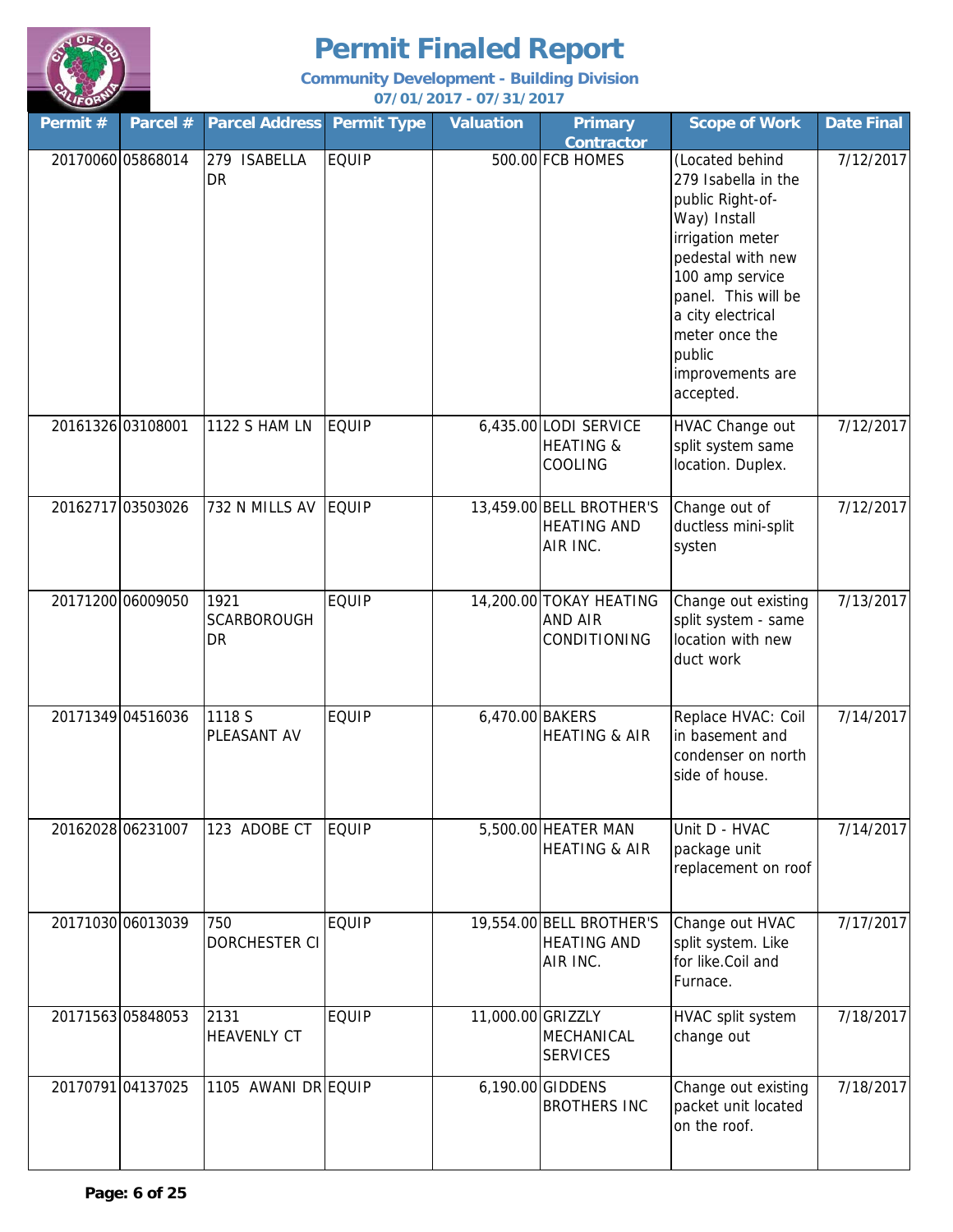# Permit Finaled Report

**Community Development - Building Division**

**07/01/2017 - 07/31/2017**

| Permit # | Parcel # | Parcel Address | Permit Type | Valuation | Primary Contractor | Scope of Work | Date Final |
|---|---|---|---|---|---|---|---|
| 20170060 | 05868014 | 279 ISABELLA DR | EQUIP | 500.00 | FCB HOMES | (Located behind 279 Isabella in the public Right-of-Way) Install irrigation meter pedestal with new 100 amp service panel. This will be a city electrical meter once the public improvements are accepted. | 7/12/2017 |
| 20161326 | 03108001 | 1122 S HAM LN | EQUIP | 6,435.00 | LODI SERVICE HEATING & COOLING | HVAC Change out split system same location. Duplex. | 7/12/2017 |
| 20162717 | 03503026 | 732 N MILLS AV | EQUIP | 13,459.00 | BELL BROTHER'S HEATING AND AIR INC. | Change out of ductless mini-split systen | 7/12/2017 |
| 20171200 | 06009050 | 1921 SCARBOROUGH DR | EQUIP | 14,200.00 | TOKAY HEATING AND AIR CONDITIONING | Change out existing split system - same location with new duct work | 7/13/2017 |
| 20171349 | 04516036 | 1118 S PLEASANT AV | EQUIP | 6,470.00 | BAKERS HEATING & AIR | Replace HVAC: Coil in basement and condenser on north side of house. | 7/14/2017 |
| 20162028 | 06231007 | 123 ADOBE CT | EQUIP | 5,500.00 | HEATER MAN HEATING & AIR | Unit D - HVAC package unit replacement on roof | 7/14/2017 |
| 20171030 | 06013039 | 750 DORCHESTER CI | EQUIP | 19,554.00 | BELL BROTHER'S HEATING AND AIR INC. | Change out HVAC split system. Like for like.Coil and Furnace. | 7/17/2017 |
| 20171563 | 05848053 | 2131 HEAVENLY CT | EQUIP | 11,000.00 | GRIZZLY MECHANICAL SERVICES | HVAC split system change out | 7/18/2017 |
| 20170791 | 04137025 | 1105 AWANI DR | EQUIP | 6,190.00 | GIDDENS BROTHERS INC | Change out existing packet unit located on the roof. | 7/18/2017 |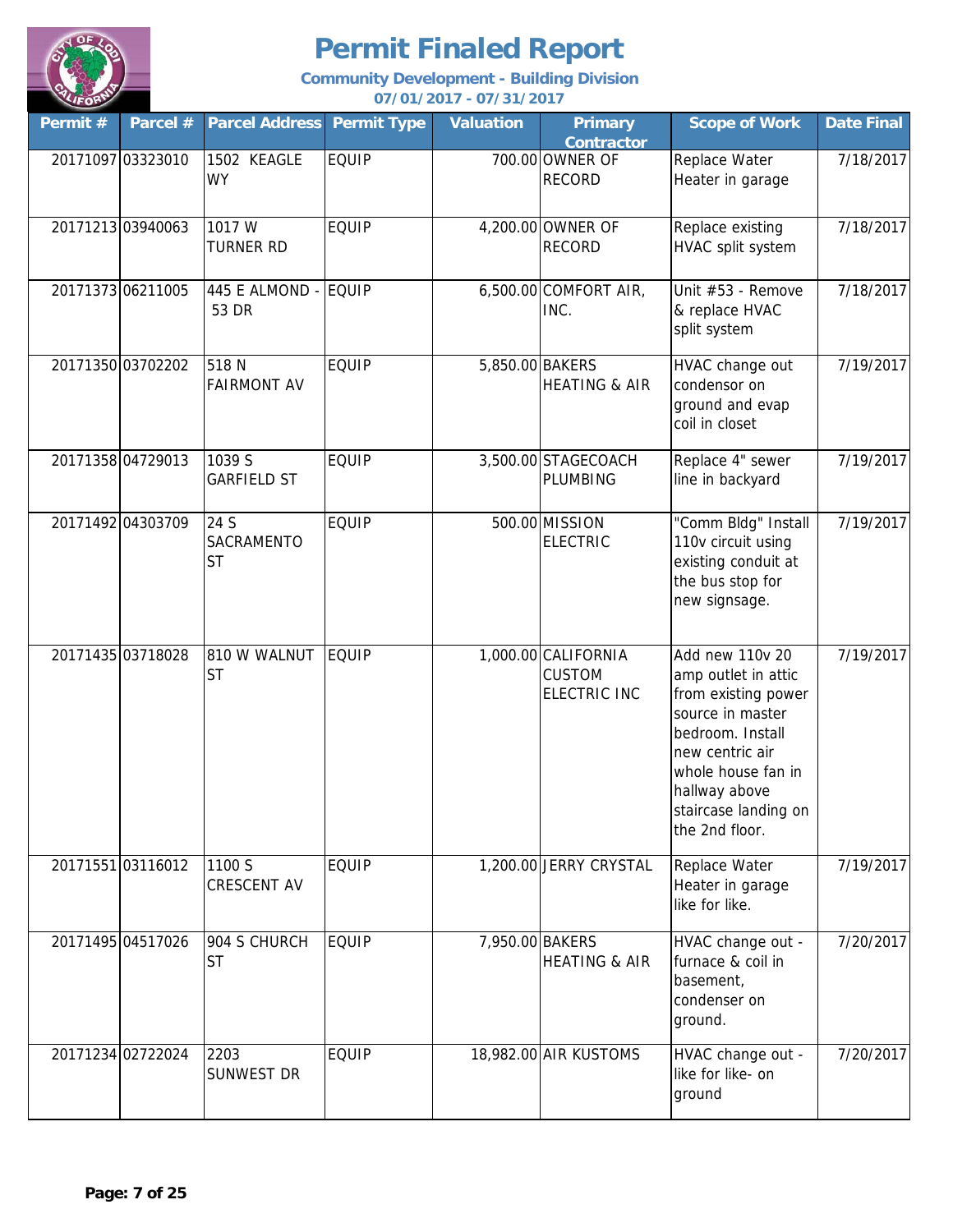# Permit Finaled Report

**Community Development - Building Division**

**07/01/2017 - 07/31/2017**

| Permit # | Parcel # | Parcel Address | Permit Type | Valuation | Primary Contractor | Scope of Work | Date Final |
|---|---|---|---|---|---|---|---|
| 20171097 | 03323010 | 1502 KEAGLE WY | EQUIP | 700.00 | OWNER OF RECORD | Replace Water Heater in garage | 7/18/2017 |
| 20171213 | 03940063 | 1017 W TURNER RD | EQUIP | 4,200.00 | OWNER OF RECORD | Replace existing HVAC split system | 7/18/2017 |
| 20171373 | 06211005 | 445 E ALMOND - 53 DR | EQUIP | 6,500.00 | COMFORT AIR, INC. | Unit #53 - Remove & replace HVAC split system | 7/18/2017 |
| 20171350 | 03702202 | 518 N FAIRMONT AV | EQUIP | 5,850.00 | BAKERS HEATING & AIR | HVAC change out condensor on ground and evap coil in closet | 7/19/2017 |
| 20171358 | 04729013 | 1039 S GARFIELD ST | EQUIP | 3,500.00 | STAGECOACH PLUMBING | Replace 4" sewer line in backyard | 7/19/2017 |
| 20171492 | 04303709 | 24 S SACRAMENTO ST | EQUIP | 500.00 | MISSION ELECTRIC | "Comm Bldg" Install 110v circuit using existing conduit at the bus stop for new signsage. | 7/19/2017 |
| 20171435 | 03718028 | 810 W WALNUT ST | EQUIP | 1,000.00 | CALIFORNIA CUSTOM ELECTRIC INC | Add new 110v 20 amp outlet in attic from existing power source in master bedroom. Install new centric air whole house fan in hallway above staircase landing on the 2nd floor. | 7/19/2017 |
| 20171551 | 03116012 | 1100 S CRESCENT AV | EQUIP | 1,200.00 | JERRY CRYSTAL | Replace Water Heater in garage like for like. | 7/19/2017 |
| 20171495 | 04517026 | 904 S CHURCH ST | EQUIP | 7,950.00 | BAKERS HEATING & AIR | HVAC change out - furnace & coil in basement, condenser on ground. | 7/20/2017 |
| 20171234 | 02722024 | 2203 SUNWEST DR | EQUIP | 18,982.00 | AIR KUSTOMS | HVAC change out - like for like- on ground | 7/20/2017 |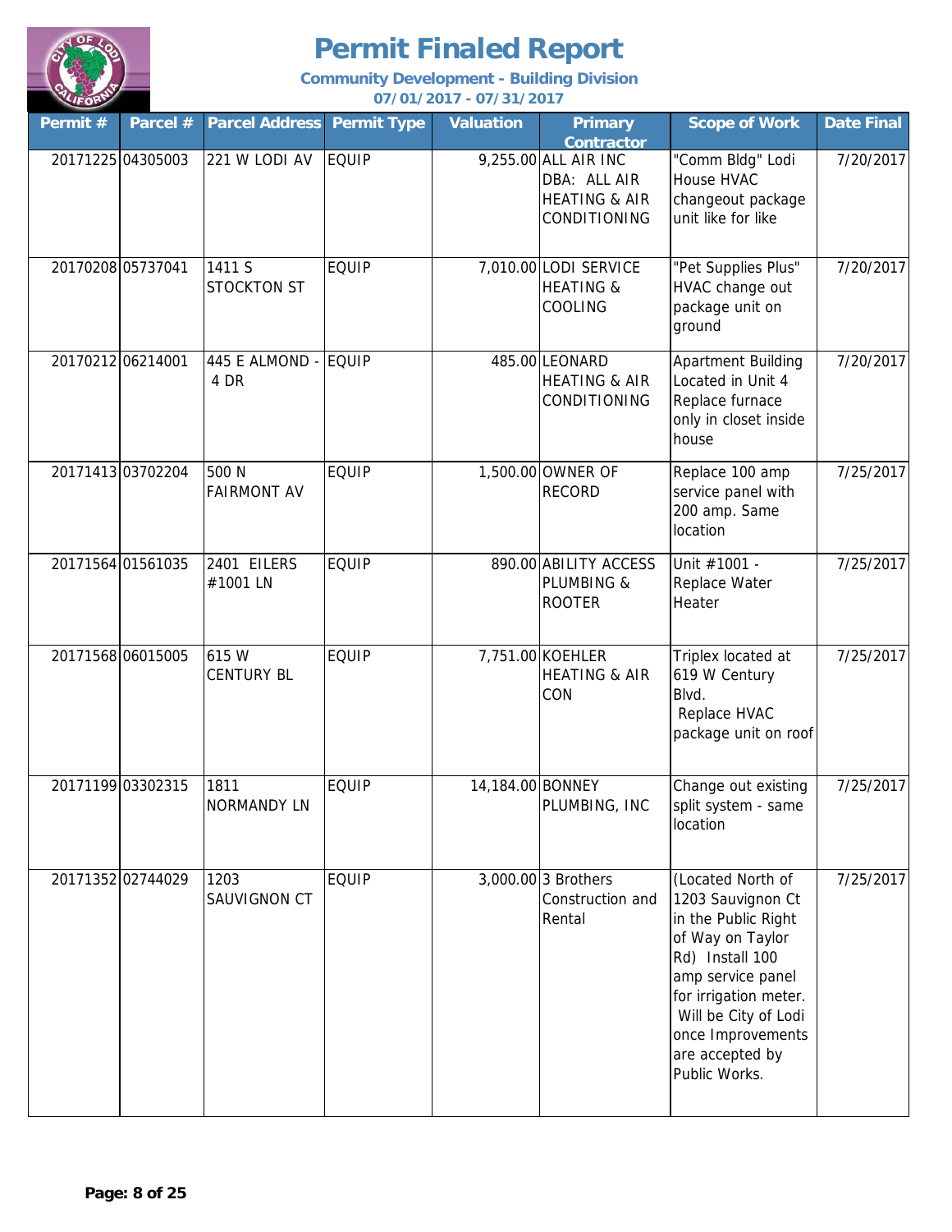# Permit Finaled Report

**Community Development - Building Division**

**07/01/2017 - 07/31/2017**

| Permit # | Parcel # | Parcel Address | Permit Type | Valuation | Primary Contractor | Scope of Work | Date Final |
|---|---|---|---|---|---|---|---|
| 20171225 | 04305003 | 221 W LODI AV | EQUIP | 9,255.00 | ALL AIR INC DBA: ALL AIR HEATING & AIR CONDITIONING | "Comm Bldg" Lodi House HVAC changeout package unit like for like | 7/20/2017 |
| 20170208 | 05737041 | 1411 S STOCKTON ST | EQUIP | 7,010.00 | LODI SERVICE HEATING & COOLING | "Pet Supplies Plus" HVAC change out package unit on ground | 7/20/2017 |
| 20170212 | 06214001 | 445 E ALMOND - 4 DR | EQUIP | 485.00 | LEONARD HEATING & AIR CONDITIONING | Apartment Building Located in Unit 4 Replace furnace only in closet inside house | 7/20/2017 |
| 20171413 | 03702204 | 500 N FAIRMONT AV | EQUIP | 1,500.00 | OWNER OF RECORD | Replace 100 amp service panel with 200 amp. Same location | 7/25/2017 |
| 20171564 | 01561035 | 2401 EILERS #1001 LN | EQUIP | 890.00 | ABILITY ACCESS PLUMBING & ROOTER | Unit #1001 - Replace Water Heater | 7/25/2017 |
| 20171568 | 06015005 | 615 W CENTURY BL | EQUIP | 7,751.00 | KOEHLER HEATING & AIR CON | Triplex located at 619 W Century Blvd. Replace HVAC package unit on roof | 7/25/2017 |
| 20171199 | 03302315 | 1811 NORMANDY LN | EQUIP | 14,184.00 | BONNEY PLUMBING, INC | Change out existing split system - same location | 7/25/2017 |
| 20171352 | 02744029 | 1203 SAUVIGNON CT | EQUIP | 3,000.00 | 3 Brothers Construction and Rental | (Located North of 1203 Sauvignon Ct in the Public Right of Way on Taylor Rd) Install 100 amp service panel for irrigation meter. Will be City of Lodi once Improvements are accepted by Public Works. | 7/25/2017 |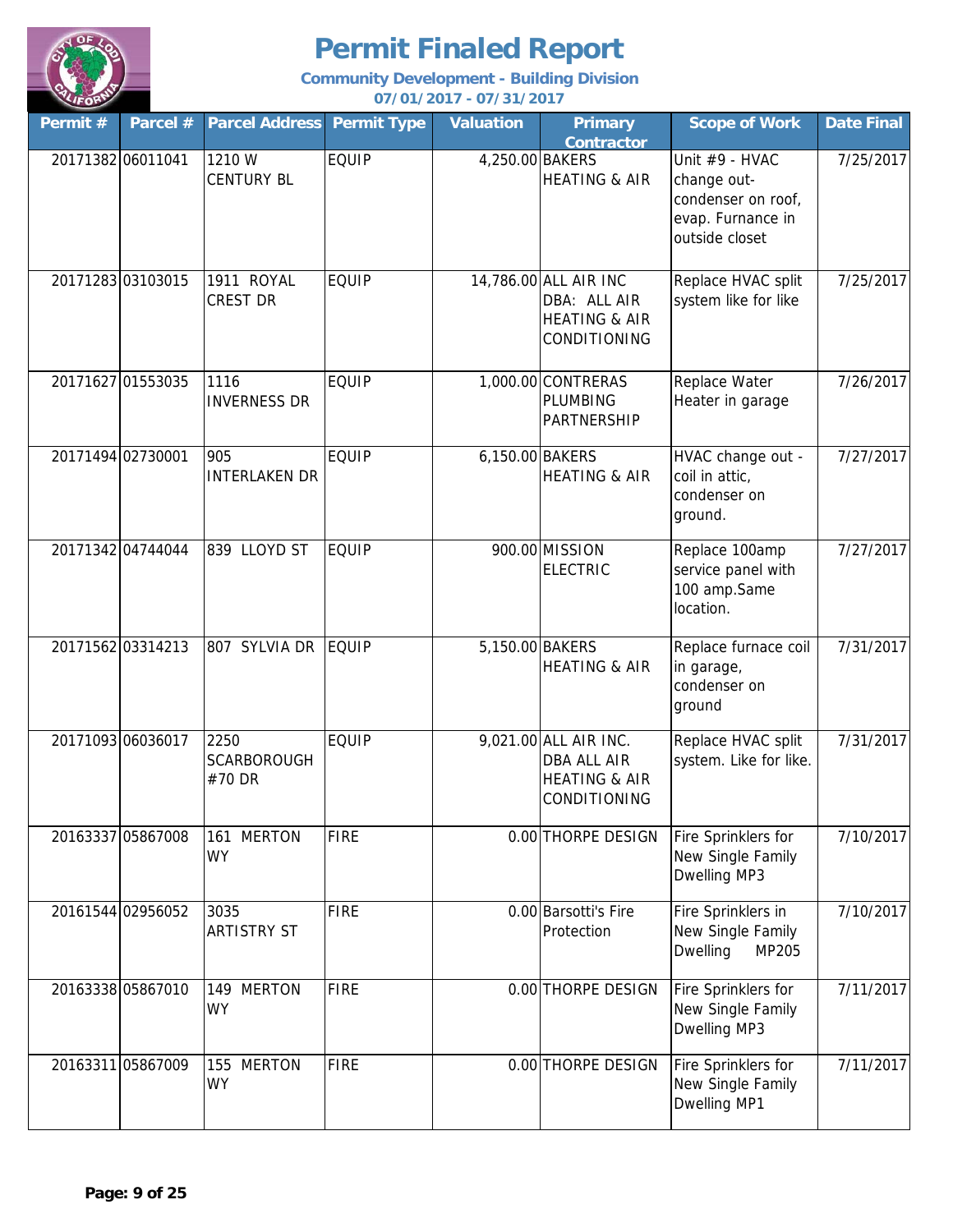# Permit Finaled Report

**Community Development - Building Division**

**07/01/2017 - 07/31/2017**

| Permit # | Parcel # | Parcel Address | Permit Type | Valuation | Primary Contractor | Scope of Work | Date Final |
|---|---|---|---|---|---|---|---|
| 20171382 | 06011041 | 1210 W CENTURY BL | EQUIP | 4,250.00 | BAKERS HEATING & AIR | Unit #9 - HVAC change out- condenser on roof, evap. Furnance in outside closet | 7/25/2017 |
| 20171283 | 03103015 | 1911 ROYAL CREST DR | EQUIP | 14,786.00 | ALL AIR INC DBA: ALL AIR HEATING & AIR CONDITIONING | Replace HVAC split system like for like | 7/25/2017 |
| 20171627 | 01553035 | 1116 INVERNESS DR | EQUIP | 1,000.00 | CONTRERAS PLUMBING PARTNERSHIP | Replace Water Heater in garage | 7/26/2017 |
| 20171494 | 02730001 | 905 INTERLAKEN DR | EQUIP | 6,150.00 | BAKERS HEATING & AIR | HVAC change out - coil in attic, condenser on ground. | 7/27/2017 |
| 20171342 | 04744044 | 839 LLOYD ST | EQUIP | 900.00 | MISSION ELECTRIC | Replace 100amp service panel with 100 amp.Same location. | 7/27/2017 |
| 20171562 | 03314213 | 807 SYLVIA DR | EQUIP | 5,150.00 | BAKERS HEATING & AIR | Replace furnace coil in garage, condenser on ground | 7/31/2017 |
| 20171093 | 06036017 | 2250 SCARBOROUGH #70 DR | EQUIP | 9,021.00 | ALL AIR INC. DBA ALL AIR HEATING & AIR CONDITIONING | Replace HVAC split system. Like for like. | 7/31/2017 |
| 20163337 | 05867008 | 161 MERTON WY | FIRE | 0.00 | THORPE DESIGN | Fire Sprinklers for New Single Family Dwelling MP3 | 7/10/2017 |
| 20161544 | 02956052 | 3035 ARTISTRY ST | FIRE | 0.00 | Barsotti's Fire Protection | Fire Sprinklers in New Single Family Dwelling MP205 | 7/10/2017 |
| 20163338 | 05867010 | 149 MERTON WY | FIRE | 0.00 | THORPE DESIGN | Fire Sprinklers for New Single Family Dwelling MP3 | 7/11/2017 |
| 20163311 | 05867009 | 155 MERTON WY | FIRE | 0.00 | THORPE DESIGN | Fire Sprinklers for New Single Family Dwelling MP1 | 7/11/2017 |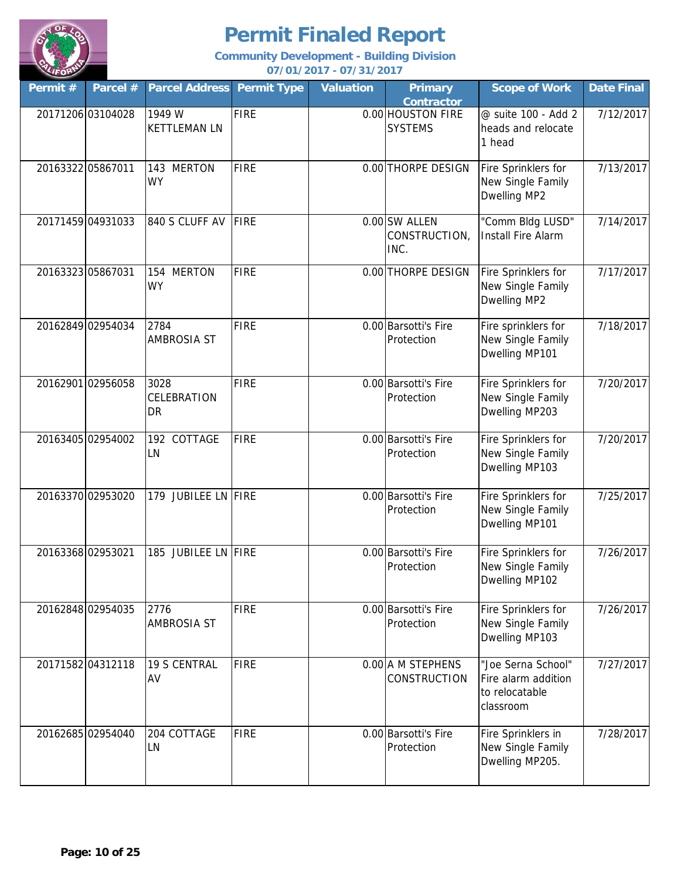# Permit Finaled Report

**Community Development - Building Division**

**07/01/2017 - 07/31/2017**

| Permit # | Parcel # | Parcel Address | Permit Type | Valuation | Primary Contractor | Scope of Work | Date Final |
|---|---|---|---|---|---|---|---|
| 20171206 | 03104028 | 1949 W KETTLEMAN LN | FIRE | 0.00 | HOUSTON FIRE SYSTEMS | @ suite 100 - Add 2 heads and relocate 1 head | 7/12/2017 |
| 20163322 | 05867011 | 143 MERTON WY | FIRE | 0.00 | THORPE DESIGN | Fire Sprinklers for New Single Family Dwelling MP2 | 7/13/2017 |
| 20171459 | 04931033 | 840 S CLUFF AV | FIRE | 0.00 | SW ALLEN CONSTRUCTION, INC. | "Comm Bldg LUSD" Install Fire Alarm | 7/14/2017 |
| 20163323 | 05867031 | 154 MERTON WY | FIRE | 0.00 | THORPE DESIGN | Fire Sprinklers for New Single Family Dwelling MP2 | 7/17/2017 |
| 20162849 | 02954034 | 2784 AMBROSIA ST | FIRE | 0.00 | Barsotti's Fire Protection | Fire sprinklers for New Single Family Dwelling MP101 | 7/18/2017 |
| 20162901 | 02956058 | 3028 CELEBRATION DR | FIRE | 0.00 | Barsotti's Fire Protection | Fire Sprinklers for New Single Family Dwelling MP203 | 7/20/2017 |
| 20163405 | 02954002 | 192 COTTAGE LN | FIRE | 0.00 | Barsotti's Fire Protection | Fire Sprinklers for New Single Family Dwelling MP103 | 7/20/2017 |
| 20163370 | 02953020 | 179 JUBILEE LN | FIRE | 0.00 | Barsotti's Fire Protection | Fire Sprinklers for New Single Family Dwelling MP101 | 7/25/2017 |
| 20163368 | 02953021 | 185 JUBILEE LN | FIRE | 0.00 | Barsotti's Fire Protection | Fire Sprinklers for New Single Family Dwelling MP102 | 7/26/2017 |
| 20162848 | 02954035 | 2776 AMBROSIA ST | FIRE | 0.00 | Barsotti's Fire Protection | Fire Sprinklers for New Single Family Dwelling MP103 | 7/26/2017 |
| 20171582 | 04312118 | 19 S CENTRAL AV | FIRE | 0.00 | A M STEPHENS CONSTRUCTION | "Joe Serna School" Fire alarm addition to relocatable classroom | 7/27/2017 |
| 20162685 | 02954040 | 204 COTTAGE LN | FIRE | 0.00 | Barsotti's Fire Protection | Fire Sprinklers in New Single Family Dwelling MP205. | 7/28/2017 |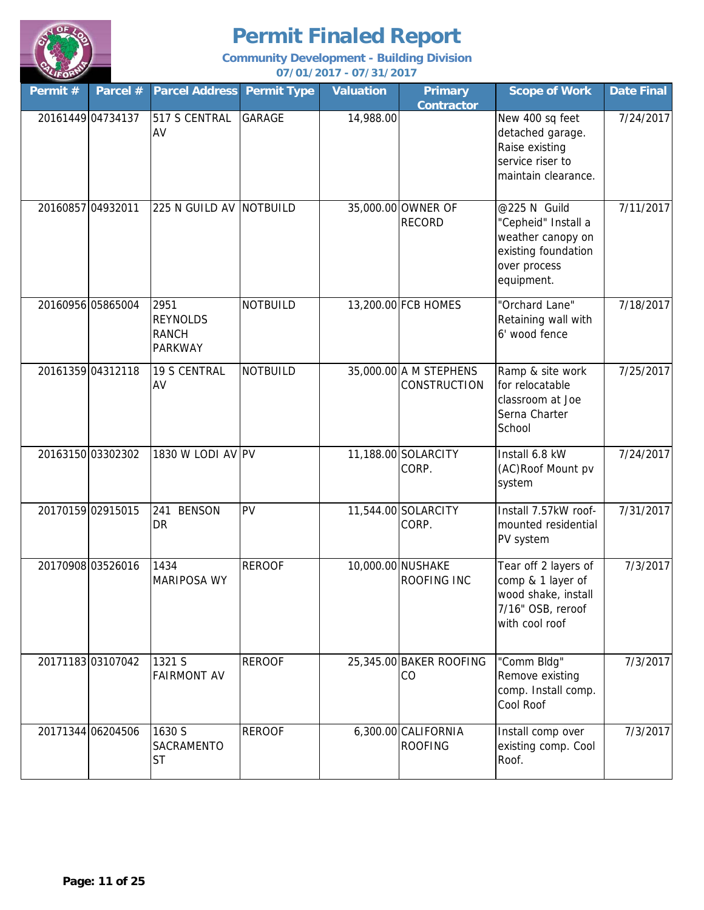# Permit Finaled Report

**Community Development - Building Division**

**07/01/2017 - 07/31/2017**

| Permit # | Parcel # | Parcel Address | Permit Type | Valuation | Primary Contractor | Scope of Work | Date Final |
|---|---|---|---|---|---|---|---|
| 20161449 | 04734137 | 517 S CENTRAL AV | GARAGE | 14,988.00 | | New 400 sq feet detached garage. Raise existing service riser to maintain clearance. | 7/24/2017 |
| 20160857 | 04932011 | 225 N GUILD AV | NOTBUILD | 35,000.00 | OWNER OF RECORD | @225 N Guild "Cepheid" Install a weather canopy on existing foundation over process equipment. | 7/11/2017 |
| 20160956 | 05865004 | 2951 REYNOLDS RANCH PARKWAY | NOTBUILD | 13,200.00 | FCB HOMES | "Orchard Lane" Retaining wall with 6' wood fence | 7/18/2017 |
| 20161359 | 04312118 | 19 S CENTRAL AV | NOTBUILD | 35,000.00 | A M STEPHENS CONSTRUCTION | Ramp & site work for relocatable classroom at Joe Serna Charter School | 7/25/2017 |
| 20163150 | 03302302 | 1830 W LODI AV | PV | 11,188.00 | SOLARCITY CORP. | Install 6.8 kW (AC)Roof Mount pv system | 7/24/2017 |
| 20170159 | 02915015 | 241 BENSON DR | PV | 11,544.00 | SOLARCITY CORP. | Install 7.57kW roof-mounted residential PV system | 7/31/2017 |
| 20170908 | 03526016 | 1434 MARIPOSA WY | REROOF | 10,000.00 | NUSHAKE ROOFING INC | Tear off 2 layers of comp & 1 layer of wood shake, install 7/16" OSB, reroof with cool roof | 7/3/2017 |
| 20171183 | 03107042 | 1321 S FAIRMONT AV | REROOF | 25,345.00 | BAKER ROOFING CO | "Comm Bldg" Remove existing comp. Install comp. Cool Roof | 7/3/2017 |
| 20171344 | 06204506 | 1630 S SACRAMENTO ST | REROOF | 6,300.00 | CALIFORNIA ROOFING | Install comp over existing comp. Cool Roof. | 7/3/2017 |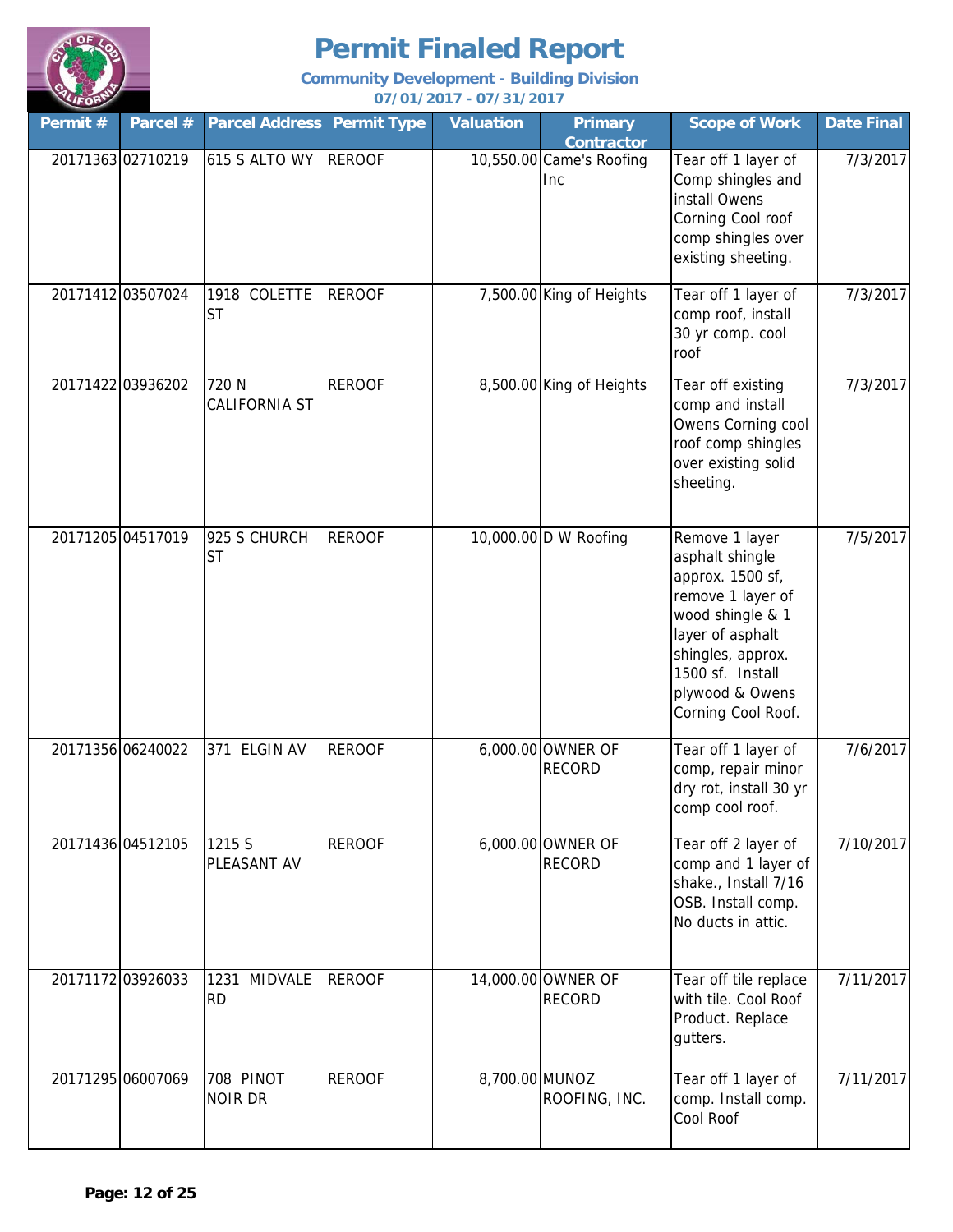# Permit Finaled Report

**Community Development - Building Division**
**07/01/2017 - 07/31/2017**

| Permit # | Parcel # | Parcel Address | Permit Type | Valuation | Primary Contractor | Scope of Work | Date Final |
|---|---|---|---|---|---|---|---|
| 20171363 | 02710219 | 615 S ALTO WY | REROOF | 10,550.00 | Came's Roofing Inc | Tear off 1 layer of Comp shingles and install Owens Corning Cool roof comp shingles over existing sheeting. | 7/3/2017 |
| 20171412 | 03507024 | 1918 COLETTE ST | REROOF | 7,500.00 | King of Heights | Tear off 1 layer of comp roof, install 30 yr comp. cool roof | 7/3/2017 |
| 20171422 | 03936202 | 720 N CALIFORNIA ST | REROOF | 8,500.00 | King of Heights | Tear off existing comp and install Owens Corning cool roof comp shingles over existing solid sheeting. | 7/3/2017 |
| 20171205 | 04517019 | 925 S CHURCH ST | REROOF | 10,000.00 | D W Roofing | Remove 1 layer asphalt shingle approx. 1500 sf, remove 1 layer of wood shingle & 1 layer of asphalt shingles, approx. 1500 sf. Install plywood & Owens Corning Cool Roof. | 7/5/2017 |
| 20171356 | 06240022 | 371 ELGIN AV | REROOF | 6,000.00 | OWNER OF RECORD | Tear off 1 layer of comp, repair minor dry rot, install 30 yr comp cool roof. | 7/6/2017 |
| 20171436 | 04512105 | 1215 S PLEASANT AV | REROOF | 6,000.00 | OWNER OF RECORD | Tear off 2 layer of comp and 1 layer of shake., Install 7/16 OSB. Install comp. No ducts in attic. | 7/10/2017 |
| 20171172 | 03926033 | 1231 MIDVALE RD | REROOF | 14,000.00 | OWNER OF RECORD | Tear off tile replace with tile. Cool Roof Product. Replace gutters. | 7/11/2017 |
| 20171295 | 06007069 | 708 PINOT NOIR DR | REROOF | 8,700.00 | MUNOZ ROOFING, INC. | Tear off 1 layer of comp. Install comp. Cool Roof | 7/11/2017 |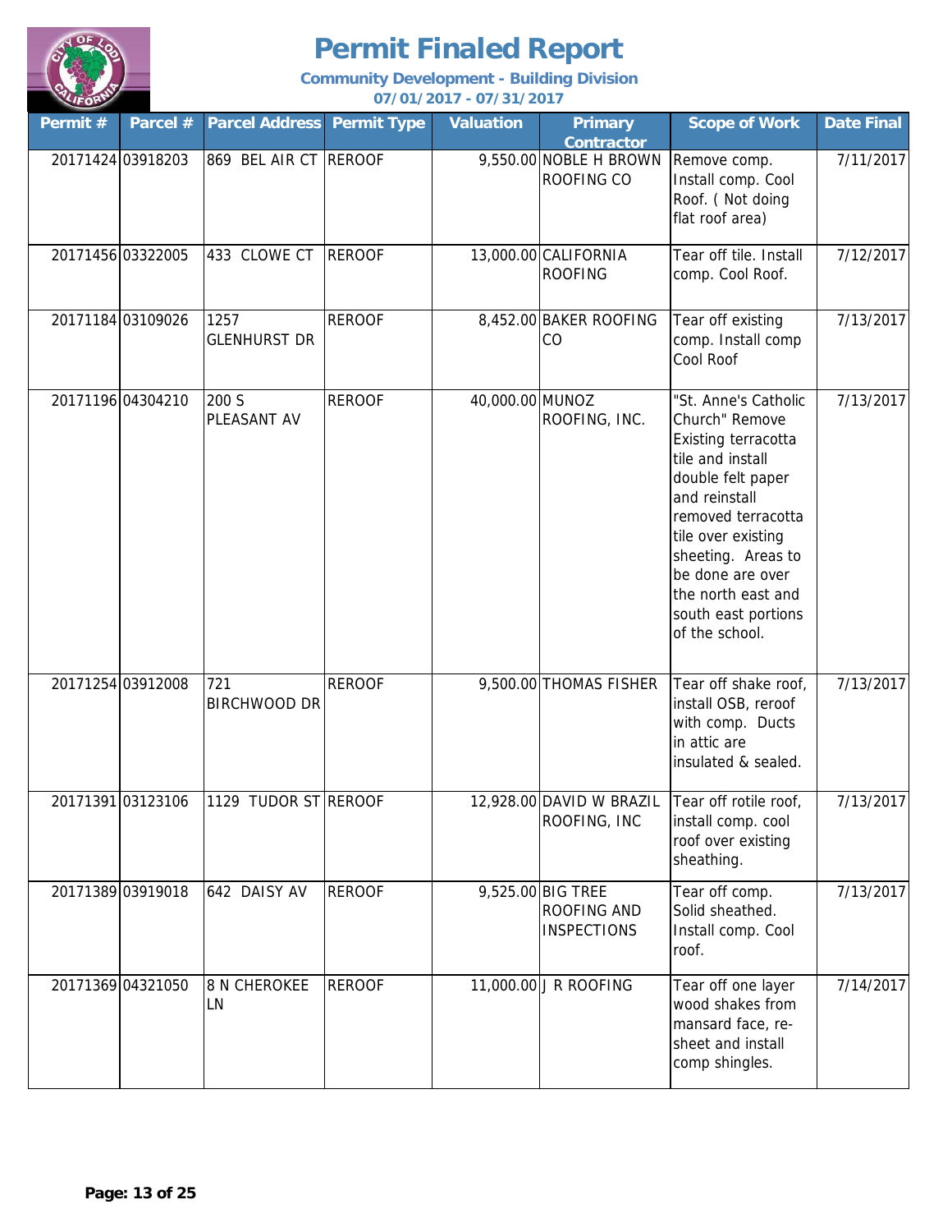# Permit Finaled Report

**Community Development - Building Division**

**07/01/2017 - 07/31/2017**

| Permit # | Parcel # | Parcel Address | Permit Type | Valuation | Primary Contractor | Scope of Work | Date Final |
|---|---|---|---|---|---|---|---|
| 20171424 | 03918203 | 869 BEL AIR CT | REROOF | 9,550.00 | NOBLE H BROWN ROOFING CO | Remove comp. Install comp. Cool Roof. ( Not doing flat roof area) | 7/11/2017 |
| 20171456 | 03322005 | 433 CLOWE CT | REROOF | 13,000.00 | CALIFORNIA ROOFING | Tear off tile. Install comp. Cool Roof. | 7/12/2017 |
| 20171184 | 03109026 | 1257 GLENHURST DR | REROOF | 8,452.00 | BAKER ROOFING CO | Tear off existing comp. Install comp Cool Roof | 7/13/2017 |
| 20171196 | 04304210 | 200 S PLEASANT AV | REROOF | 40,000.00 | MUNOZ ROOFING, INC. | "St. Anne's Catholic Church" Remove Existing terracotta tile and install double felt paper and reinstall removed terracotta tile over existing sheeting. Areas to be done are over the north east and south east portions of the school. | 7/13/2017 |
| 20171254 | 03912008 | 721 BIRCHWOOD DR | REROOF | 9,500.00 | THOMAS FISHER | Tear off shake roof, install OSB, reroof with comp. Ducts in attic are insulated & sealed. | 7/13/2017 |
| 20171391 | 03123106 | 1129 TUDOR ST | REROOF | 12,928.00 | DAVID W BRAZIL ROOFING, INC | Tear off rotile roof, install comp. cool roof over existing sheathing. | 7/13/2017 |
| 20171389 | 03919018 | 642 DAISY AV | REROOF | 9,525.00 | BIG TREE ROOFING AND INSPECTIONS | Tear off comp. Solid sheathed. Install comp. Cool roof. | 7/13/2017 |
| 20171369 | 04321050 | 8 N CHEROKEE LN | REROOF | 11,000.00 | J R ROOFING | Tear off one layer wood shakes from mansard face, re-sheet and install comp shingles. | 7/14/2017 |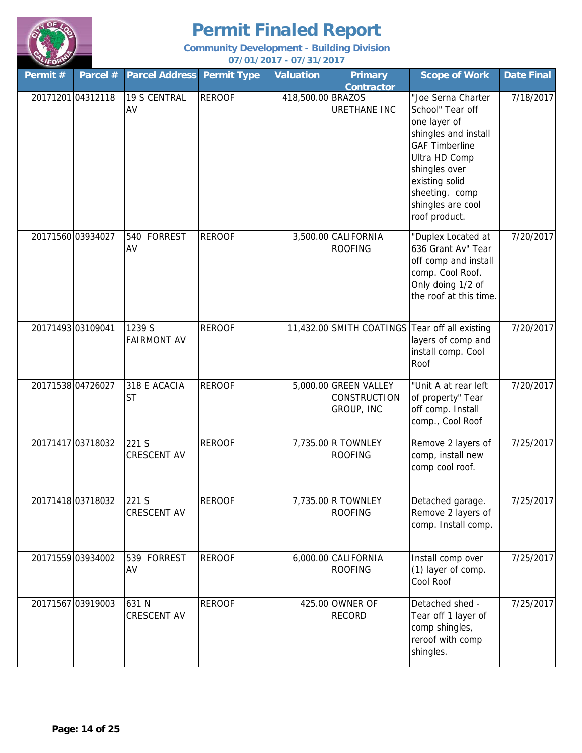# Permit Finaled Report

**Community Development - Building Division**
**07/01/2017 - 07/31/2017**

| Permit # | Parcel # | Parcel Address | Permit Type | Valuation | Primary Contractor | Scope of Work | Date Final |
|---|---|---|---|---|---|---|---|
| 20171201 | 04312118 | 19 S CENTRAL AV | REROOF | 418,500.00 | BRAZOS URETHANE INC | "Joe Serna Charter School" Tear off one layer of shingles and install GAF Timberline Ultra HD Comp shingles over existing solid sheeting. comp shingles are cool roof product. | 7/18/2017 |
| 20171560 | 03934027 | 540 FORREST AV | REROOF | 3,500.00 | CALIFORNIA ROOFING | "Duplex Located at 636 Grant Av" Tear off comp and install comp. Cool Roof. Only doing 1/2 of the roof at this time. | 7/20/2017 |
| 20171493 | 03109041 | 1239 S FAIRMONT AV | REROOF | 11,432.00 | SMITH COATINGS | Tear off all existing layers of comp and install comp. Cool Roof | 7/20/2017 |
| 20171538 | 04726027 | 318 E ACACIA ST | REROOF | 5,000.00 | GREEN VALLEY CONSTRUCTION GROUP, INC | "Unit A at rear left of property" Tear off comp. Install comp., Cool Roof | 7/20/2017 |
| 20171417 | 03718032 | 221 S CRESCENT AV | REROOF | 7,735.00 | R TOWNLEY ROOFING | Remove 2 layers of comp, install new comp cool roof. | 7/25/2017 |
| 20171418 | 03718032 | 221 S CRESCENT AV | REROOF | 7,735.00 | R TOWNLEY ROOFING | Detached garage. Remove 2 layers of comp. Install comp. | 7/25/2017 |
| 20171559 | 03934002 | 539 FORREST AV | REROOF | 6,000.00 | CALIFORNIA ROOFING | Install comp over (1) layer of comp. Cool Roof | 7/25/2017 |
| 20171567 | 03919003 | 631 N CRESCENT AV | REROOF | 425.00 | OWNER OF RECORD | Detached shed - Tear off 1 layer of comp shingles, reroof with comp shingles. | 7/25/2017 |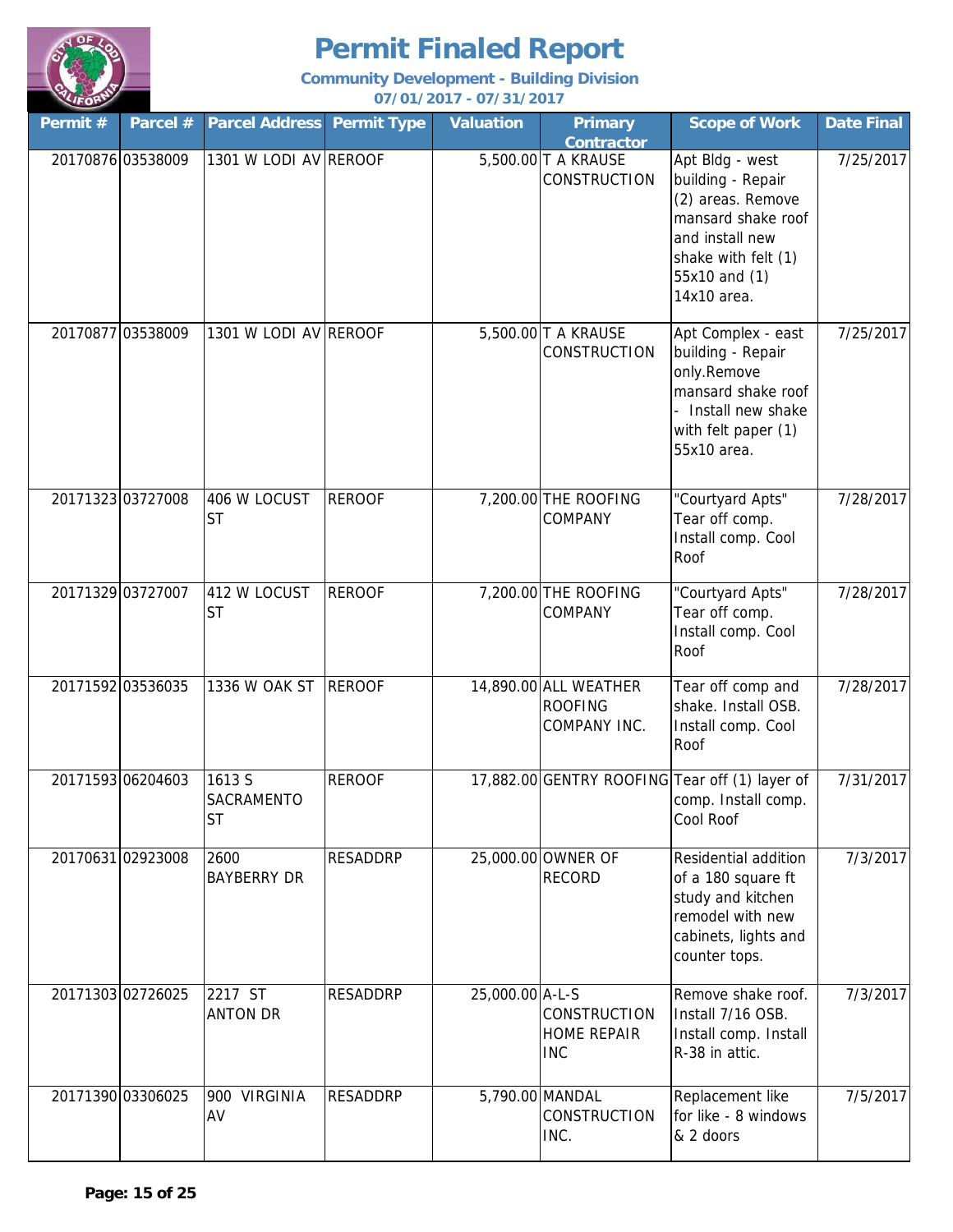# Permit Finaled Report

**Community Development - Building Division**

**07/01/2017 - 07/31/2017**

| Permit # | Parcel # | Parcel Address | Permit Type | Valuation | Primary Contractor | Scope of Work | Date Final |
|---|---|---|---|---|---|---|---|
| 20170876 | 03538009 | 1301 W LODI AV | REROOF | 5,500.00 | T A KRAUSE CONSTRUCTION | Apt Bldg - west building - Repair (2) areas. Remove mansard shake roof and install new shake with felt (1) 55x10 and (1) 14x10 area. | 7/25/2017 |
| 20170877 | 03538009 | 1301 W LODI AV | REROOF | 5,500.00 | T A KRAUSE CONSTRUCTION | Apt Complex - east building - Repair only.Remove mansard shake roof - Install new shake with felt paper (1) 55x10 area. | 7/25/2017 |
| 20171323 | 03727008 | 406 W LOCUST ST | REROOF | 7,200.00 | THE ROOFING COMPANY | "Courtyard Apts" Tear off comp. Install comp. Cool Roof | 7/28/2017 |
| 20171329 | 03727007 | 412 W LOCUST ST | REROOF | 7,200.00 | THE ROOFING COMPANY | "Courtyard Apts" Tear off comp. Install comp. Cool Roof | 7/28/2017 |
| 20171592 | 03536035 | 1336 W OAK ST | REROOF | 14,890.00 | ALL WEATHER ROOFING COMPANY INC. | Tear off comp and shake. Install OSB. Install comp. Cool Roof | 7/28/2017 |
| 20171593 | 06204603 | 1613 S SACRAMENTO ST | REROOF | 17,882.00 | GENTRY ROOFING | Tear off (1) layer of comp. Install comp. Cool Roof | 7/31/2017 |
| 20170631 | 02923008 | 2600 BAYBERRY DR | RESADDRP | 25,000.00 | OWNER OF RECORD | Residential addition of a 180 square ft study and kitchen remodel with new cabinets, lights and counter tops. | 7/3/2017 |
| 20171303 | 02726025 | 2217 ST ANTON DR | RESADDRP | 25,000.00 | A-L-S CONSTRUCTION HOME REPAIR INC | Remove shake roof. Install 7/16 OSB. Install comp. Install R-38 in attic. | 7/3/2017 |
| 20171390 | 03306025 | 900 VIRGINIA AV | RESADDRP | 5,790.00 | MANDAL CONSTRUCTION INC. | Replacement like for like - 8 windows & 2 doors | 7/5/2017 |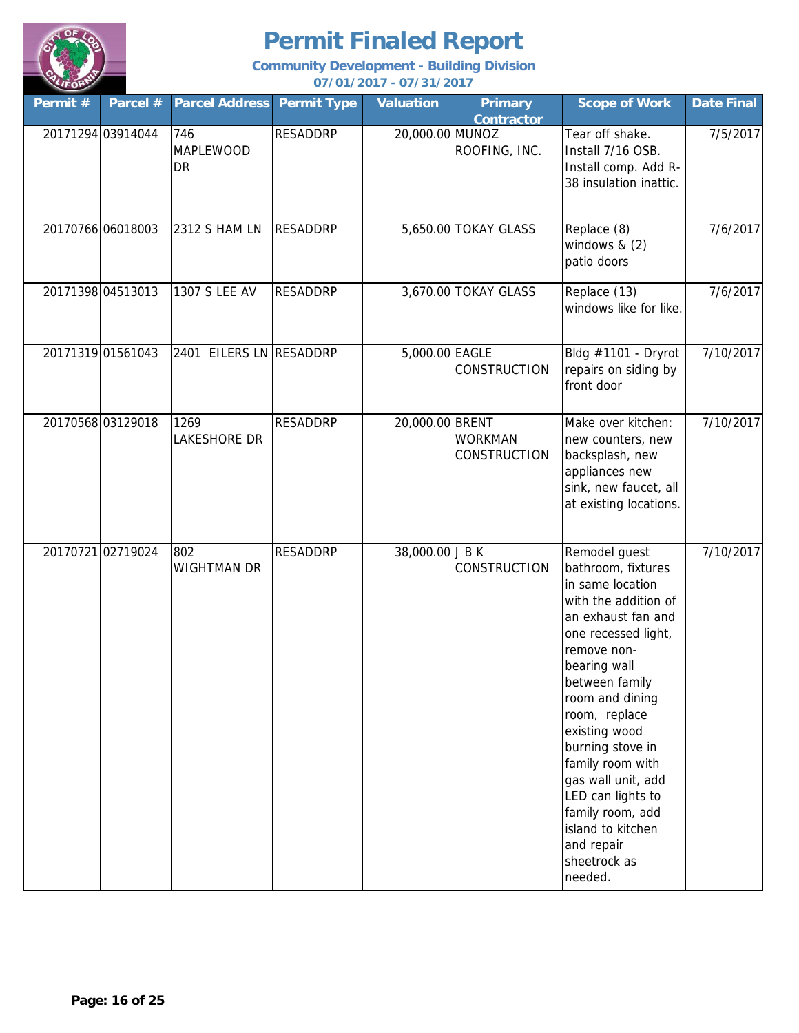# Permit Finaled Report

**Community Development - Building Division**

**07/01/2017 - 07/31/2017**

| Permit # | Parcel # | Parcel Address | Permit Type | Valuation | Primary Contractor | Scope of Work | Date Final |
|---|---|---|---|---|---|---|---|
| 20171294 | 03914044 | 746 MAPLEWOOD DR | RESADDRP | 20,000.00 | MUNOZ ROOFING, INC. | Tear off shake. Install 7/16 OSB. Install comp. Add R-38 insulation inattic. | 7/5/2017 |
| 20170766 | 06018003 | 2312 S HAM LN | RESADDRP | 5,650.00 | TOKAY GLASS | Replace (8) windows & (2) patio doors | 7/6/2017 |
| 20171398 | 04513013 | 1307 S LEE AV | RESADDRP | 3,670.00 | TOKAY GLASS | Replace (13) windows like for like. | 7/6/2017 |
| 20171319 | 01561043 | 2401 EILERS LN | RESADDRP | 5,000.00 | EAGLE CONSTRUCTION | Bldg #1101 - Dryrot repairs on siding by front door | 7/10/2017 |
| 20170568 | 03129018 | 1269 LAKESHORE DR | RESADDRP | 20,000.00 | BRENT WORKMAN CONSTRUCTION | Make over kitchen: new counters, new backsplash, new appliances new sink, new faucet, all at existing locations. | 7/10/2017 |
| 20170721 | 02719024 | 802 WIGHTMAN DR | RESADDRP | 38,000.00 | J B K CONSTRUCTION | Remodel guest bathroom, fixtures in same location with the addition of an exhaust fan and one recessed light, remove non-bearing wall between family room and dining room, replace existing wood burning stove in family room with gas wall unit, add LED can lights to family room, add island to kitchen and repair sheetrock as needed. | 7/10/2017 |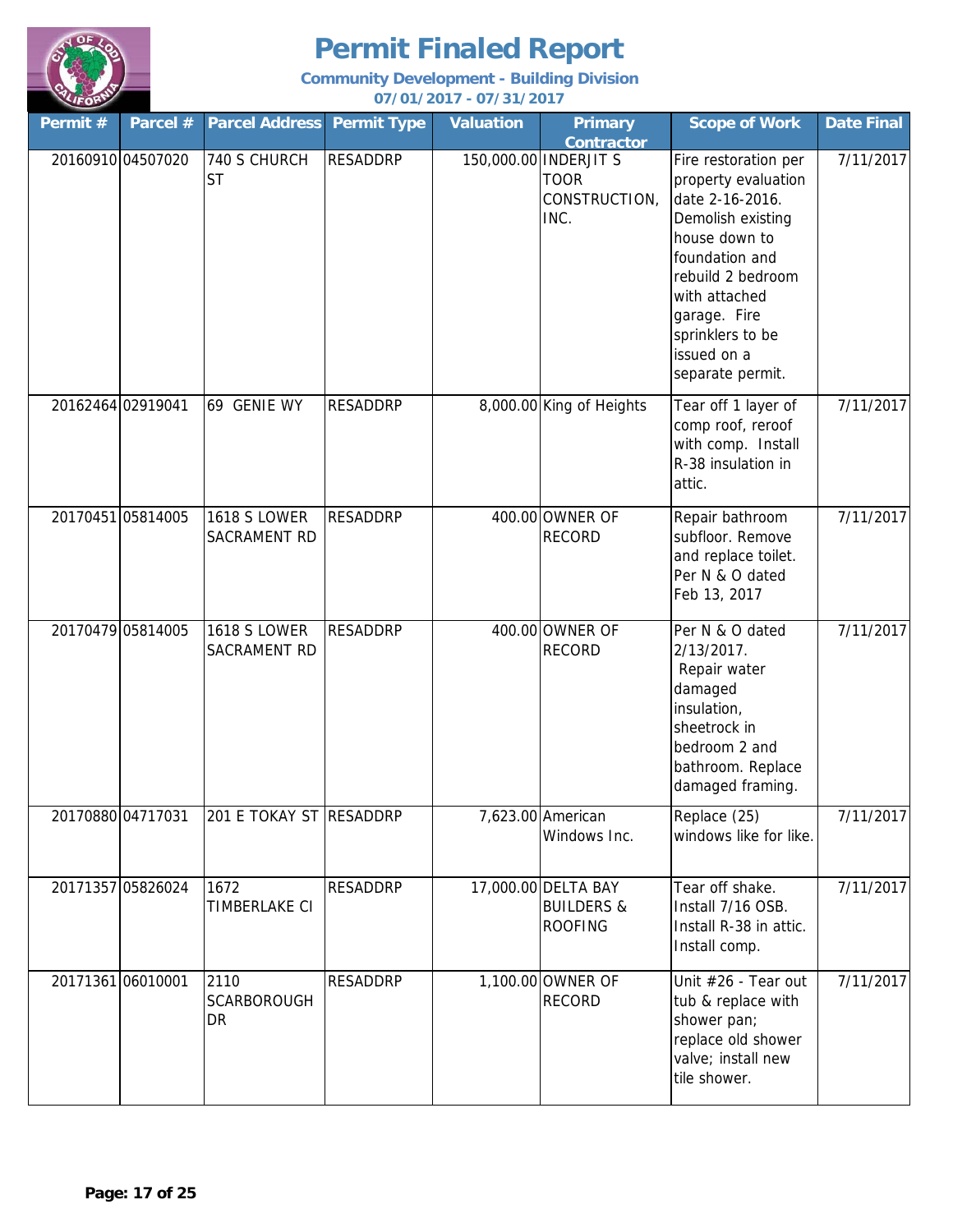# Permit Finaled Report

**Community Development - Building Division**

**07/01/2017 - 07/31/2017**

| Permit # | Parcel # | Parcel Address | Permit Type | Valuation | Primary Contractor | Scope of Work | Date Final |
|---|---|---|---|---|---|---|---|
| 20160910 | 04507020 | 740 S CHURCH ST | RESADDRP | 150,000.00 | INDERJIT S TOOR CONSTRUCTION, INC. | Fire restoration per property evaluation date 2-16-2016. Demolish existing house down to foundation and rebuild 2 bedroom with attached garage. Fire sprinklers to be issued on a separate permit. | 7/11/2017 |
| 20162464 | 02919041 | 69 GENIE WY | RESADDRP | 8,000.00 | King of Heights | Tear off 1 layer of comp roof, reroof with comp. Install R-38 insulation in attic. | 7/11/2017 |
| 20170451 | 05814005 | 1618 S LOWER SACRAMENT RD | RESADDRP | 400.00 | OWNER OF RECORD | Repair bathroom subfloor. Remove and replace toilet. Per N & O dated Feb 13, 2017 | 7/11/2017 |
| 20170479 | 05814005 | 1618 S LOWER SACRAMENT RD | RESADDRP | 400.00 | OWNER OF RECORD | Per N & O dated 2/13/2017. Repair water damaged insulation, sheetrock in bedroom 2 and bathroom. Replace damaged framing. | 7/11/2017 |
| 20170880 | 04717031 | 201 E TOKAY ST | RESADDRP | 7,623.00 | American Windows Inc. | Replace (25) windows like for like. | 7/11/2017 |
| 20171357 | 05826024 | 1672 TIMBERLAKE CI | RESADDRP | 17,000.00 | DELTA BAY BUILDERS & ROOFING | Tear off shake. Install 7/16 OSB. Install R-38 in attic. Install comp. | 7/11/2017 |
| 20171361 | 06010001 | 2110 SCARBOROUGH DR | RESADDRP | 1,100.00 | OWNER OF RECORD | Unit #26 - Tear out tub & replace with shower pan; replace old shower valve; install new tile shower. | 7/11/2017 |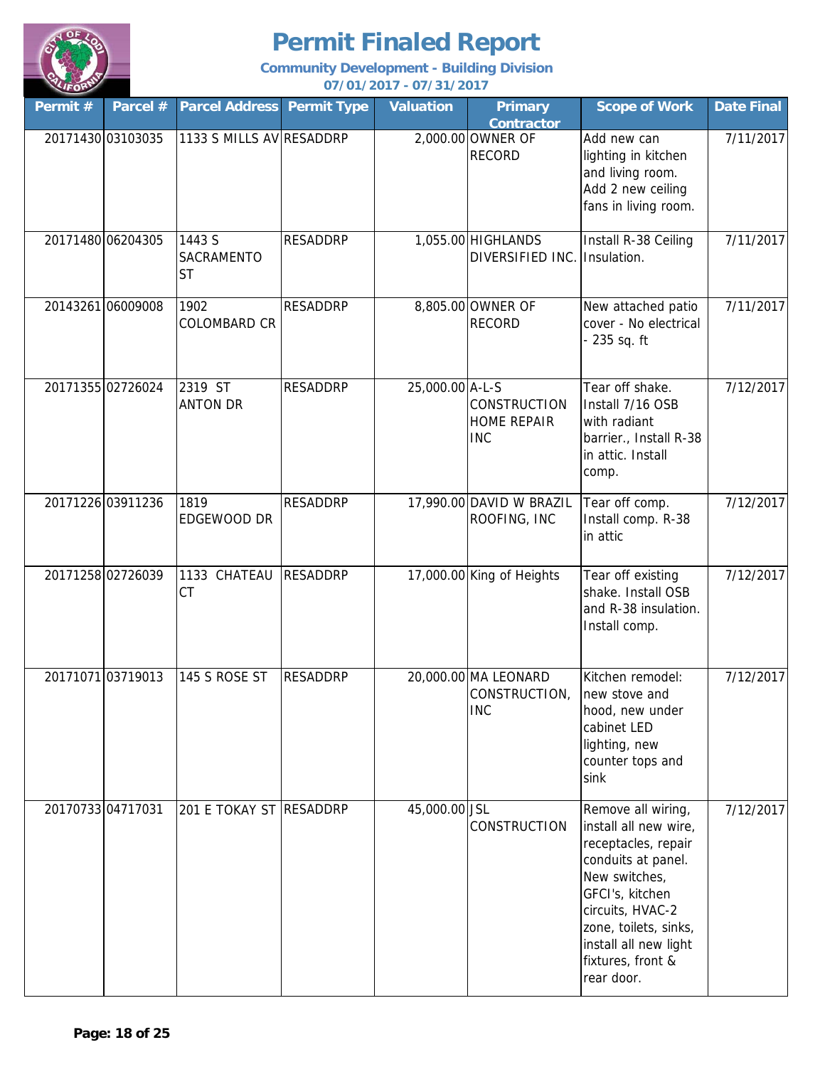# Permit Finaled Report

**Community Development - Building Division**

**07/01/2017 - 07/31/2017**

| Permit # | Parcel # | Parcel Address | Permit Type | Valuation | Primary Contractor | Scope of Work | Date Final |
|---|---|---|---|---|---|---|---|
| 20171430 | 03103035 | 1133 S MILLS AV | RESADDRP | 2,000.00 | OWNER OF RECORD | Add new can lighting in kitchen and living room. Add 2 new ceiling fans in living room. | 7/11/2017 |
| 20171480 | 06204305 | 1443 S SACRAMENTO ST | RESADDRP | 1,055.00 | HIGHLANDS DIVERSIFIED INC. | Install R-38 Ceiling Insulation. | 7/11/2017 |
| 20143261 | 06009008 | 1902 COLOMBARD CR | RESADDRP | 8,805.00 | OWNER OF RECORD | New attached patio cover - No electrical - 235 sq. ft | 7/11/2017 |
| 20171355 | 02726024 | 2319 ST ANTON DR | RESADDRP | 25,000.00 | A-L-S CONSTRUCTION HOME REPAIR INC | Tear off shake. Install 7/16 OSB with radiant barrier., Install R-38 in attic. Install comp. | 7/12/2017 |
| 20171226 | 03911236 | 1819 EDGEWOOD DR | RESADDRP | 17,990.00 | DAVID W BRAZIL ROOFING, INC | Tear off comp. Install comp. R-38 in attic | 7/12/2017 |
| 20171258 | 02726039 | 1133 CHATEAU CT | RESADDRP | 17,000.00 | King of Heights | Tear off existing shake. Install OSB and R-38 insulation. Install comp. | 7/12/2017 |
| 20171071 | 03719013 | 145 S ROSE ST | RESADDRP | 20,000.00 | MA LEONARD CONSTRUCTION, INC | Kitchen remodel: new stove and hood, new under cabinet LED lighting, new counter tops and sink | 7/12/2017 |
| 20170733 | 04717031 | 201 E TOKAY ST | RESADDRP | 45,000.00 | JSL CONSTRUCTION | Remove all wiring, install all new wire, receptacles, repair conduits at panel. New switches, GFCI's, kitchen circuits, HVAC-2 zone, toilets, sinks, install all new light fixtures, front & rear door. | 7/12/2017 |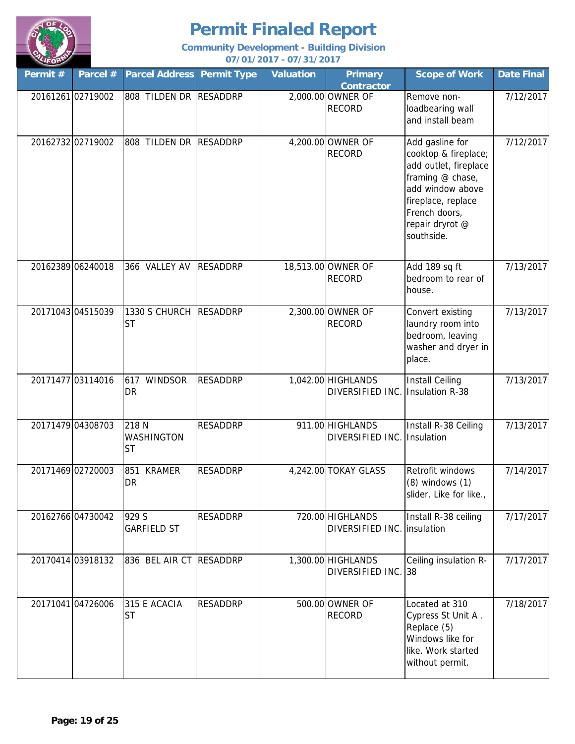# Permit Finaled Report

**Community Development - Building Division**

**07/01/2017 - 07/31/2017**

| Permit # | Parcel # | Parcel Address | Permit Type | Valuation | Primary Contractor | Scope of Work | Date Final |
|---|---|---|---|---|---|---|---|
| 20161261 | 02719002 | 808 TILDEN DR | RESADDRP | 2,000.00 | OWNER OF RECORD | Remove non-loadbearing wall and install beam | 7/12/2017 |
| 20162732 | 02719002 | 808 TILDEN DR | RESADDRP | 4,200.00 | OWNER OF RECORD | Add gasline for cooktop & fireplace; add outlet, fireplace framing @ chase, add window above fireplace, replace French doors, repair dryrot @ southside. | 7/12/2017 |
| 20162389 | 06240018 | 366 VALLEY AV | RESADDRP | 18,513.00 | OWNER OF RECORD | Add 189 sq ft bedroom to rear of house. | 7/13/2017 |
| 20171043 | 04515039 | 1330 S CHURCH ST | RESADDRP | 2,300.00 | OWNER OF RECORD | Convert existing laundry room into bedroom, leaving washer and dryer in place. | 7/13/2017 |
| 20171477 | 03114016 | 617 WINDSOR DR | RESADDRP | 1,042.00 | HIGHLANDS DIVERSIFIED INC. | Install Ceiling Insulation R-38 | 7/13/2017 |
| 20171479 | 04308703 | 218 N WASHINGTON ST | RESADDRP | 911.00 | HIGHLANDS DIVERSIFIED INC. | Install R-38 Ceiling Insulation | 7/13/2017 |
| 20171469 | 02720003 | 851 KRAMER DR | RESADDRP | 4,242.00 | TOKAY GLASS | Retrofit windows (8) windows (1) slider. Like for like., | 7/14/2017 |
| 20162766 | 04730042 | 929 S GARFIELD ST | RESADDRP | 720.00 | HIGHLANDS DIVERSIFIED INC. | Install R-38 ceiling insulation | 7/17/2017 |
| 20170414 | 03918132 | 836 BEL AIR CT | RESADDRP | 1,300.00 | HIGHLANDS DIVERSIFIED INC. | Ceiling insulation R-38 | 7/17/2017 |
| 20171041 | 04726006 | 315 E ACACIA ST | RESADDRP | 500.00 | OWNER OF RECORD | Located at 310 Cypress St Unit A . Replace (5) Windows like for like. Work started without permit. | 7/18/2017 |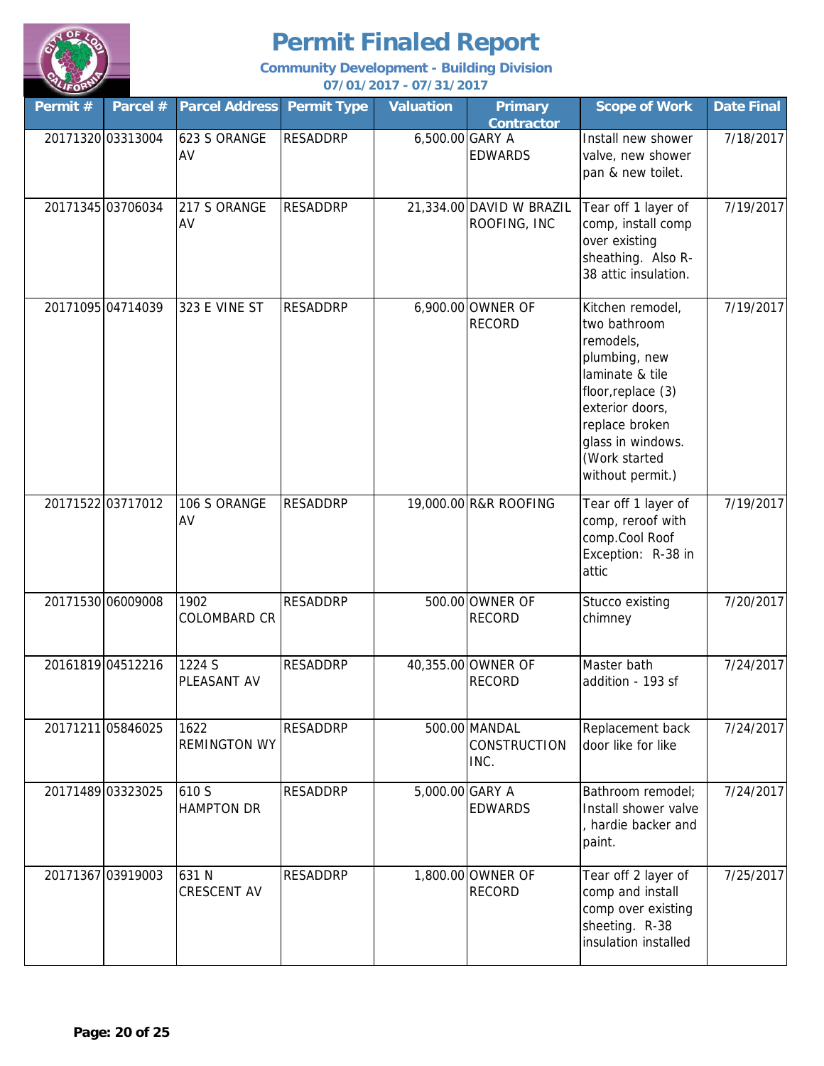# Permit Finaled Report

**Community Development - Building Division**

**07/01/2017 - 07/31/2017**

| Permit # | Parcel # | Parcel Address | Permit Type | Valuation | Primary Contractor | Scope of Work | Date Final |
|---|---|---|---|---|---|---|---|
| 20171320 | 03313004 | 623 S ORANGE AV | RESADDRP | 6,500.00 | GARY A EDWARDS | Install new shower valve, new shower pan & new toilet. | 7/18/2017 |
| 20171345 | 03706034 | 217 S ORANGE AV | RESADDRP | 21,334.00 | DAVID W BRAZIL ROOFING, INC | Tear off 1 layer of comp, install comp over existing sheathing. Also R-38 attic insulation. | 7/19/2017 |
| 20171095 | 04714039 | 323 E VINE ST | RESADDRP | 6,900.00 | OWNER OF RECORD | Kitchen remodel, two bathroom remodels, plumbing, new laminate & tile floor,replace (3) exterior doors, replace broken glass in windows. (Work started without permit.) | 7/19/2017 |
| 20171522 | 03717012 | 106 S ORANGE AV | RESADDRP | 19,000.00 | R&R ROOFING | Tear off 1 layer of comp, reroof with comp.Cool Roof Exception: R-38 in attic | 7/19/2017 |
| 20171530 | 06009008 | 1902 COLOMBARD CR | RESADDRP | 500.00 | OWNER OF RECORD | Stucco existing chimney | 7/20/2017 |
| 20161819 | 04512216 | 1224 S PLEASANT AV | RESADDRP | 40,355.00 | OWNER OF RECORD | Master bath addition - 193 sf | 7/24/2017 |
| 20171211 | 05846025 | 1622 REMINGTON WY | RESADDRP | 500.00 | MANDAL CONSTRUCTION INC. | Replacement back door like for like | 7/24/2017 |
| 20171489 | 03323025 | 610 S HAMPTON DR | RESADDRP | 5,000.00 | GARY A EDWARDS | Bathroom remodel; Install shower valve , hardie backer and paint. | 7/24/2017 |
| 20171367 | 03919003 | 631 N CRESCENT AV | RESADDRP | 1,800.00 | OWNER OF RECORD | Tear off 2 layer of comp and install comp over existing sheeting. R-38 insulation installed | 7/25/2017 |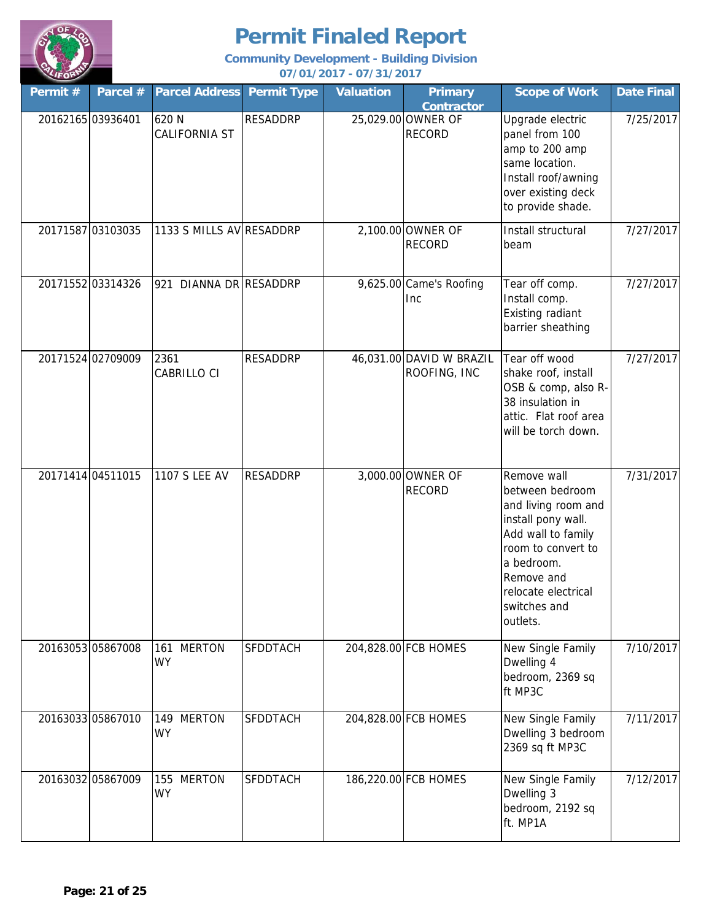# Permit Finaled Report

**Community Development - Building Division**

**07/01/2017 - 07/31/2017**

| Permit # | Parcel # | Parcel Address | Permit Type | Valuation | Primary Contractor | Scope of Work | Date Final |
|---|---|---|---|---|---|---|---|
| 20162165 | 03936401 | 620 N CALIFORNIA ST | RESADDRP | 25,029.00 | OWNER OF RECORD | Upgrade electric panel from 100 amp to 200 amp same location. Install roof/awning over existing deck to provide shade. | 7/25/2017 |
| 20171587 | 03103035 | 1133 S MILLS AV | RESADDRP | 2,100.00 | OWNER OF RECORD | Install structural beam | 7/27/2017 |
| 20171552 | 03314326 | 921 DIANNA DR | RESADDRP | 9,625.00 | Came's Roofing Inc | Tear off comp. Install comp. Existing radiant barrier sheathing | 7/27/2017 |
| 20171524 | 02709009 | 2361 CABRILLO CI | RESADDRP | 46,031.00 | DAVID W BRAZIL ROOFING, INC | Tear off wood shake roof, install OSB & comp, also R-38 insulation in attic. Flat roof area will be torch down. | 7/27/2017 |
| 20171414 | 04511015 | 1107 S LEE AV | RESADDRP | 3,000.00 | OWNER OF RECORD | Remove wall between bedroom and living room and install pony wall. Add wall to family room to convert to a bedroom. Remove and relocate electrical switches and outlets. | 7/31/2017 |
| 20163053 | 05867008 | 161 MERTON WY | SFDDTACH | 204,828.00 | FCB HOMES | New Single Family Dwelling 4 bedroom, 2369 sq ft MP3C | 7/10/2017 |
| 20163033 | 05867010 | 149 MERTON WY | SFDDTACH | 204,828.00 | FCB HOMES | New Single Family Dwelling 3 bedroom 2369 sq ft MP3C | 7/11/2017 |
| 20163032 | 05867009 | 155 MERTON WY | SFDDTACH | 186,220.00 | FCB HOMES | New Single Family Dwelling 3 bedroom, 2192 sq ft. MP1A | 7/12/2017 |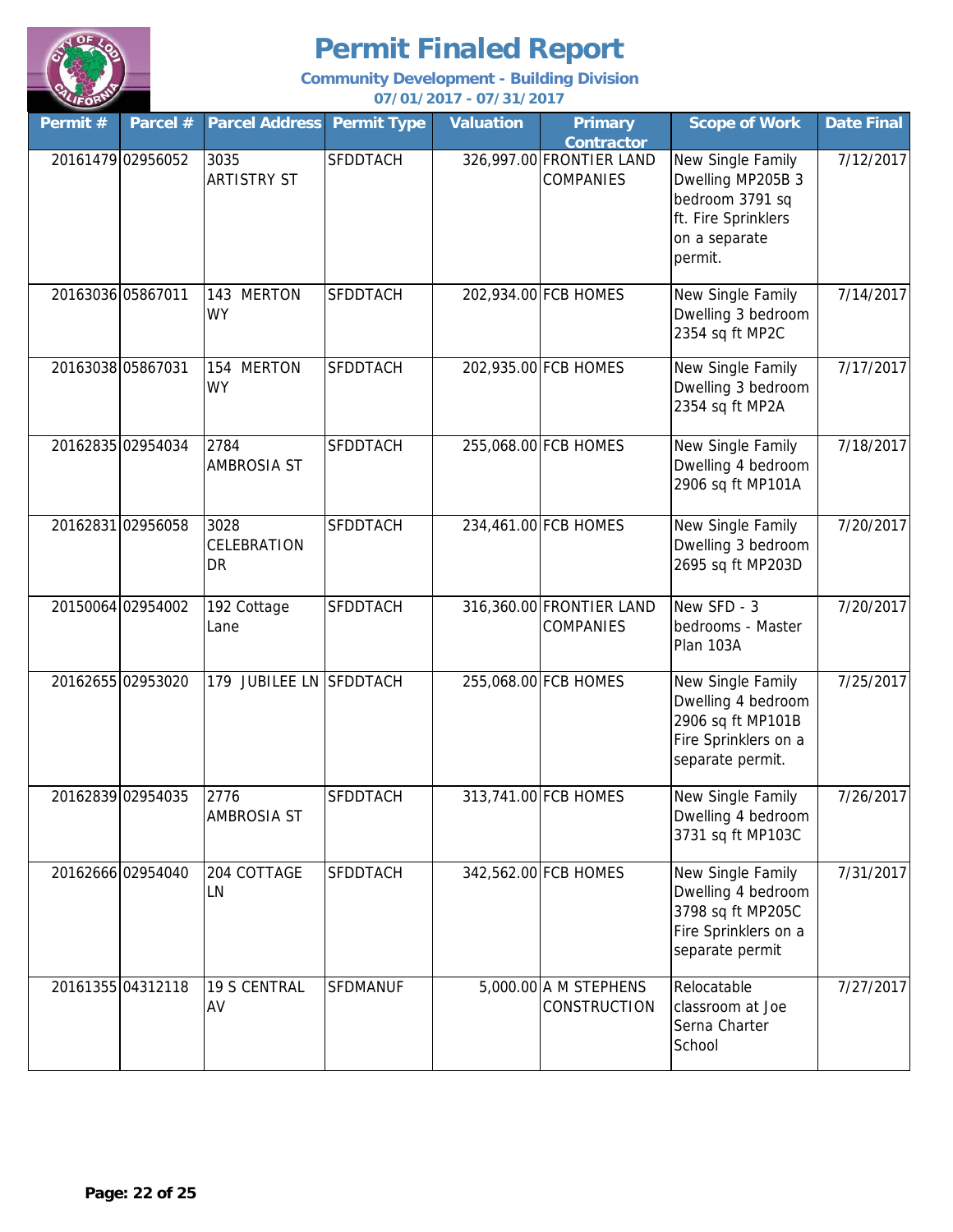# Permit Finaled Report

**Community Development - Building Division**

**07/01/2017 - 07/31/2017**

| Permit # | Parcel # | Parcel Address | Permit Type | Valuation | Primary Contractor | Scope of Work | Date Final |
|---|---|---|---|---|---|---|---|
| 20161479 | 02956052 | 3035 ARTISTRY ST | SFDDTACH | 326,997.00 | FRONTIER LAND COMPANIES | New Single Family Dwelling MP205B 3 bedroom 3791 sq ft. Fire Sprinklers on a separate permit. | 7/12/2017 |
| 20163036 | 05867011 | 143 MERTON WY | SFDDTACH | 202,934.00 | FCB HOMES | New Single Family Dwelling 3 bedroom 2354 sq ft MP2C | 7/14/2017 |
| 20163038 | 05867031 | 154 MERTON WY | SFDDTACH | 202,935.00 | FCB HOMES | New Single Family Dwelling 3 bedroom 2354 sq ft MP2A | 7/17/2017 |
| 20162835 | 02954034 | 2784 AMBROSIA ST | SFDDTACH | 255,068.00 | FCB HOMES | New Single Family Dwelling 4 bedroom 2906 sq ft MP101A | 7/18/2017 |
| 20162831 | 02956058 | 3028 CELEBRATION DR | SFDDTACH | 234,461.00 | FCB HOMES | New Single Family Dwelling 3 bedroom 2695 sq ft MP203D | 7/20/2017 |
| 20150064 | 02954002 | 192 Cottage Lane | SFDDTACH | 316,360.00 | FRONTIER LAND COMPANIES | New SFD - 3 bedrooms - Master Plan 103A | 7/20/2017 |
| 20162655 | 02953020 | 179 JUBILEE LN | SFDDTACH | 255,068.00 | FCB HOMES | New Single Family Dwelling 4 bedroom 2906 sq ft MP101B Fire Sprinklers on a separate permit. | 7/25/2017 |
| 20162839 | 02954035 | 2776 AMBROSIA ST | SFDDTACH | 313,741.00 | FCB HOMES | New Single Family Dwelling 4 bedroom 3731 sq ft MP103C | 7/26/2017 |
| 20162666 | 02954040 | 204 COTTAGE LN | SFDDTACH | 342,562.00 | FCB HOMES | New Single Family Dwelling 4 bedroom 3798 sq ft MP205C Fire Sprinklers on a separate permit | 7/31/2017 |
| 20161355 | 04312118 | 19 S CENTRAL AV | SFDMANUF | 5,000.00 | A M STEPHENS CONSTRUCTION | Relocatable classroom at Joe Serna Charter School | 7/27/2017 |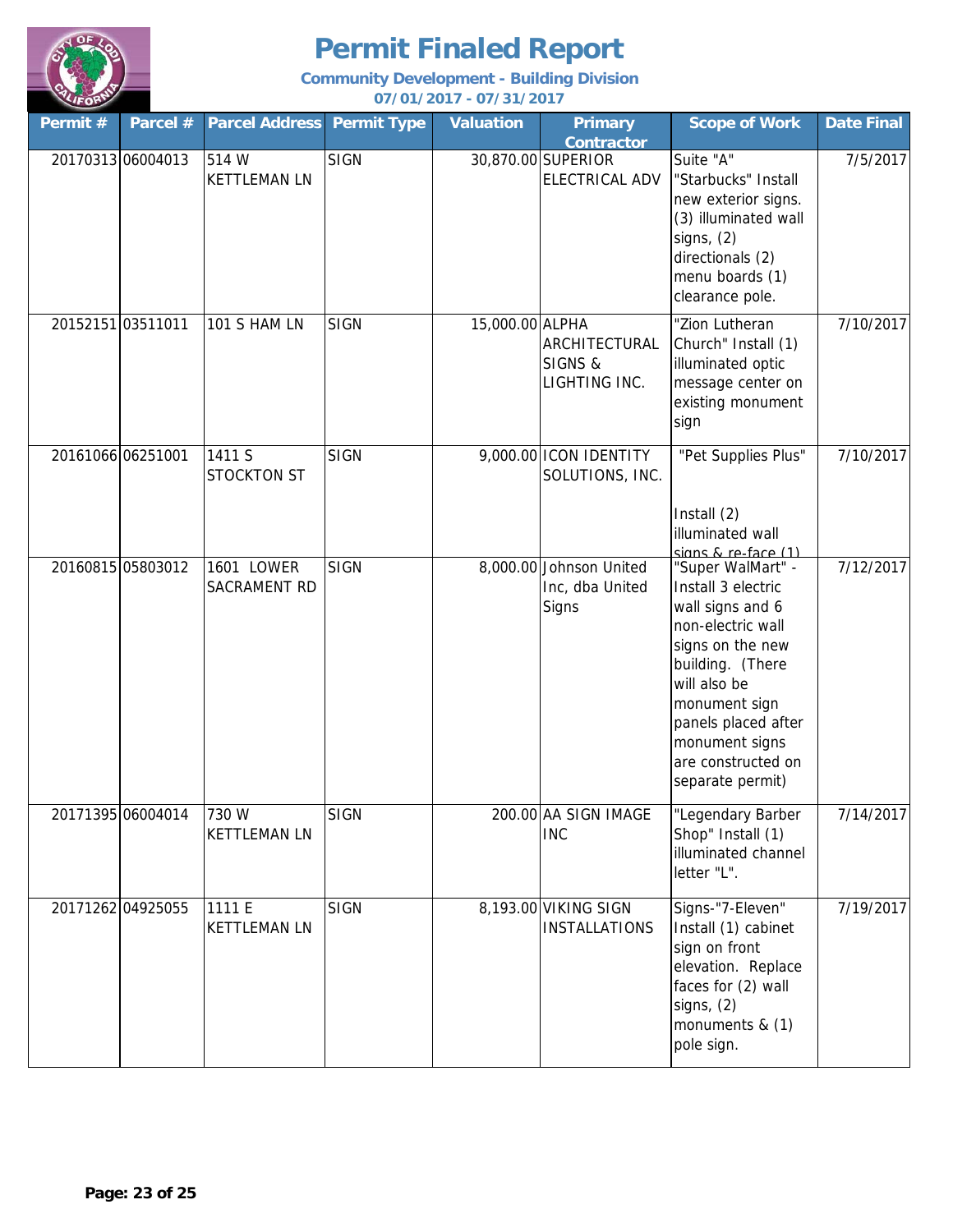# Permit Finaled Report

**Community Development - Building Division**

**07/01/2017 - 07/31/2017**

| Permit # | Parcel # | Parcel Address | Permit Type | Valuation | Primary Contractor | Scope of Work | Date Final |
|---|---|---|---|---|---|---|---|
| 20170313 | 06004013 | 514 W KETTLEMAN LN | SIGN | 30,870.00 | SUPERIOR ELECTRICAL ADV | Suite "A" "Starbucks" Install new exterior signs. (3) illuminated wall signs, (2) directionals (2) menu boards (1) clearance pole. | 7/5/2017 |
| 20152151 | 03511011 | 101 S HAM LN | SIGN | 15,000.00 | ALPHA ARCHITECTURAL SIGNS & LIGHTING INC. | "Zion Lutheran Church" Install (1) illuminated optic message center on existing monument sign | 7/10/2017 |
| 20161066 | 06251001 | 1411 S STOCKTON ST | SIGN | 9,000.00 | ICON IDENTITY SOLUTIONS, INC. | "Pet Supplies Plus" Install (2) illuminated wall signs & re-face (1) | 7/10/2017 |
| 20160815 | 05803012 | 1601 LOWER SACRAMENT RD | SIGN | 8,000.00 | Johnson United Inc, dba United Signs | "Super WalMart" - Install 3 electric wall signs and 6 non-electric wall signs on the new building. (There will also be monument sign panels placed after monument signs are constructed on separate permit) | 7/12/2017 |
| 20171395 | 06004014 | 730 W KETTLEMAN LN | SIGN | 200.00 | AA SIGN IMAGE INC | "Legendary Barber Shop" Install (1) illuminated channel letter "L". | 7/14/2017 |
| 20171262 | 04925055 | 1111 E KETTLEMAN LN | SIGN | 8,193.00 | VIKING SIGN INSTALLATIONS | Signs-"7-Eleven" Install (1) cabinet sign on front elevation. Replace faces for (2) wall signs, (2) monuments & (1) pole sign. | 7/19/2017 |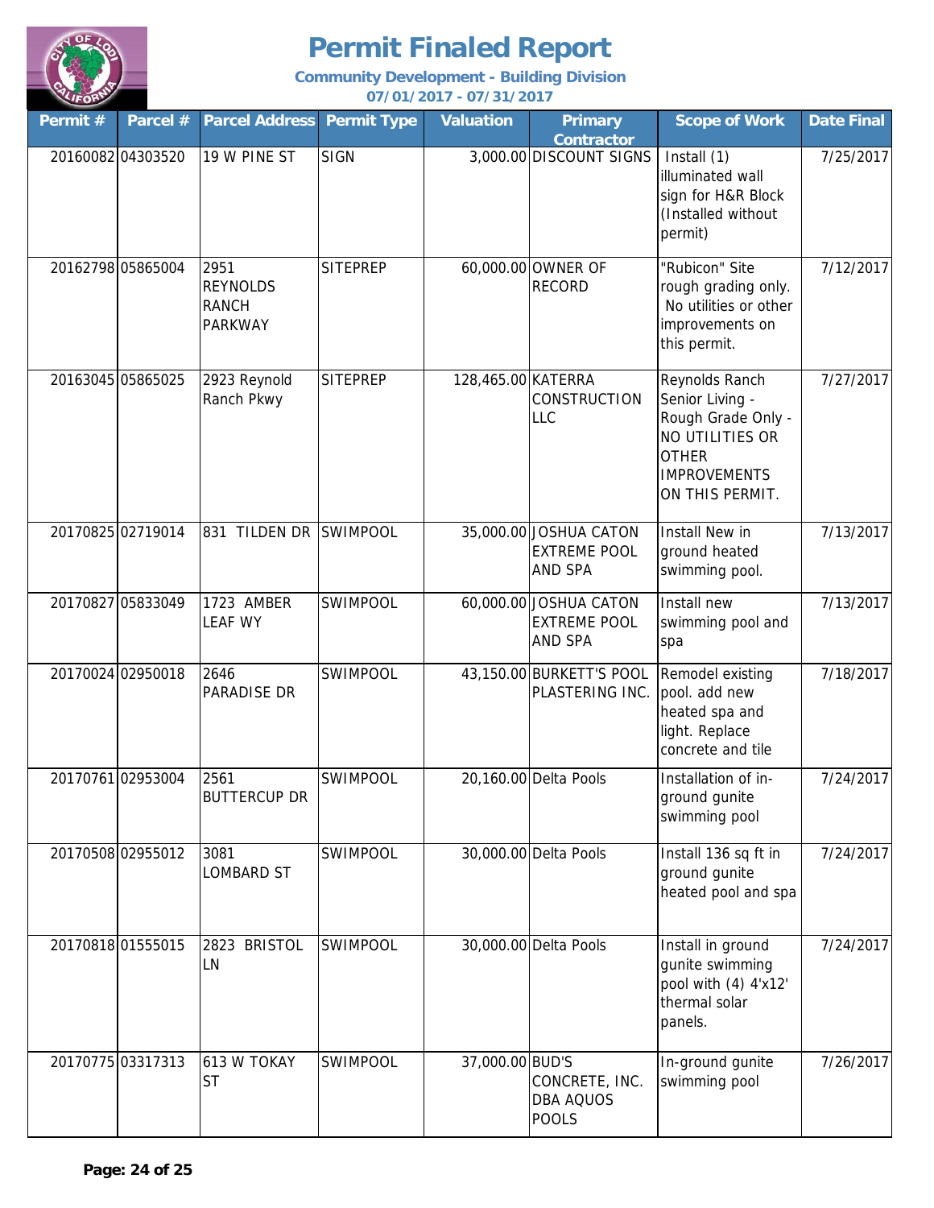# Permit Finaled Report

**Community Development - Building Division**

**07/01/2017 - 07/31/2017**

| Permit # | Parcel # | Parcel Address | Permit Type | Valuation | Primary Contractor | Scope of Work | Date Final |
|---|---|---|---|---|---|---|---|
| 20160082 | 04303520 | 19 W PINE ST | SIGN | 3,000.00 | DISCOUNT SIGNS | Install (1) illuminated wall sign for H&R Block (Installed without permit) | 7/25/2017 |
| 20162798 | 05865004 | 2951 REYNOLDS RANCH PARKWAY | SITEPREP | 60,000.00 | OWNER OF RECORD | "Rubicon" Site rough grading only. No utilities or other improvements on this permit. | 7/12/2017 |
| 20163045 | 05865025 | 2923 Reynold Ranch Pkwy | SITEPREP | 128,465.00 | KATERRA CONSTRUCTION LLC | Reynolds Ranch Senior Living - Rough Grade Only - NO UTILITIES OR OTHER IMPROVEMENTS ON THIS PERMIT. | 7/27/2017 |
| 20170825 | 02719014 | 831 TILDEN DR | SWIMPOOL | 35,000.00 | JOSHUA CATON EXTREME POOL AND SPA | Install New in ground heated swimming pool. | 7/13/2017 |
| 20170827 | 05833049 | 1723 AMBER LEAF WY | SWIMPOOL | 60,000.00 | JOSHUA CATON EXTREME POOL AND SPA | Install new swimming pool and spa | 7/13/2017 |
| 20170024 | 02950018 | 2646 PARADISE DR | SWIMPOOL | 43,150.00 | BURKETT'S POOL PLASTERING INC. | Remodel existing pool. add new heated spa and light. Replace concrete and tile | 7/18/2017 |
| 20170761 | 02953004 | 2561 BUTTERCUP DR | SWIMPOOL | 20,160.00 | Delta Pools | Installation of in-ground gunite swimming pool | 7/24/2017 |
| 20170508 | 02955012 | 3081 LOMBARD ST | SWIMPOOL | 30,000.00 | Delta Pools | Install 136 sq ft in ground gunite heated pool and spa | 7/24/2017 |
| 20170818 | 01555015 | 2823 BRISTOL LN | SWIMPOOL | 30,000.00 | Delta Pools | Install in ground gunite swimming pool with (4) 4'x12' thermal solar panels. | 7/24/2017 |
| 20170775 | 03317313 | 613 W TOKAY ST | SWIMPOOL | 37,000.00 | BUD'S CONCRETE, INC. DBA AQUOS POOLS | In-ground gunite swimming pool | 7/26/2017 |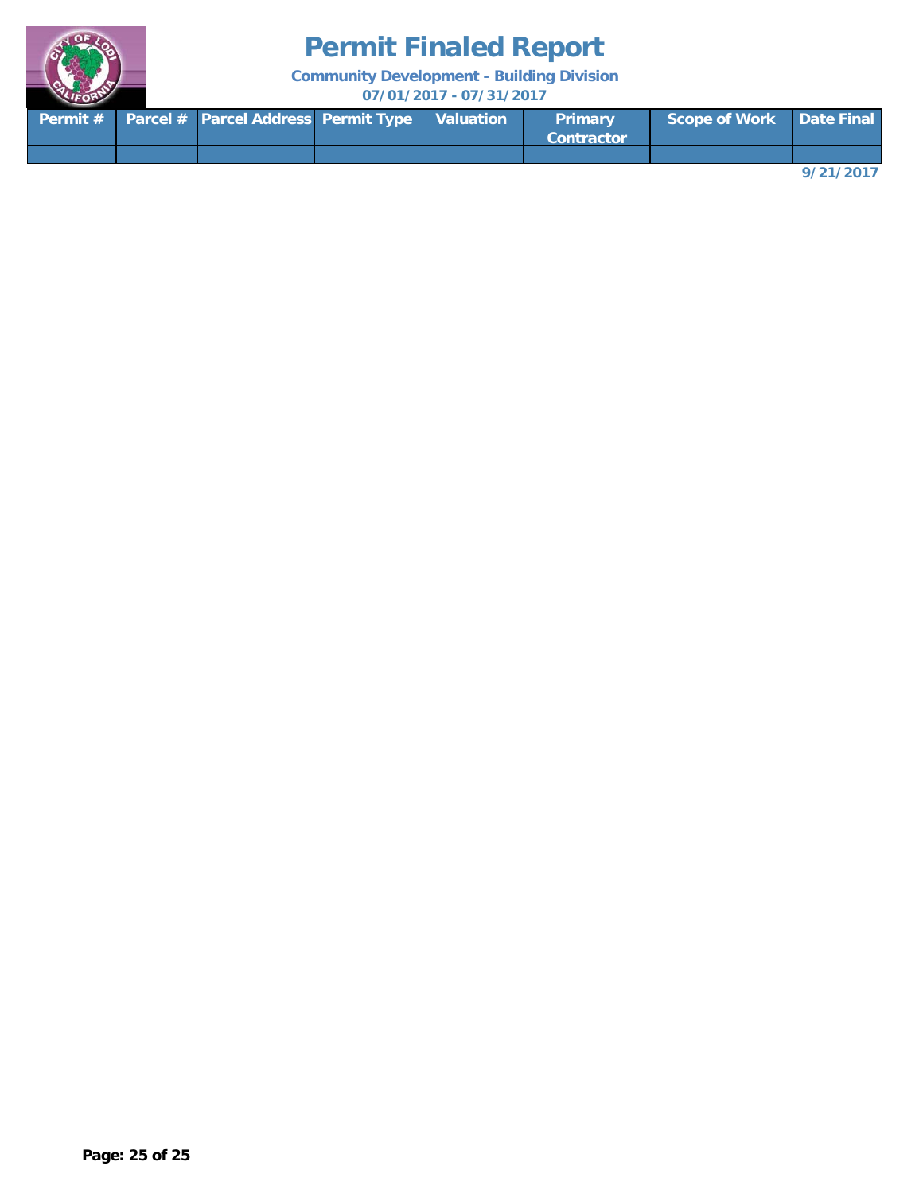# Permit Finaled Report

**Community Development - Building Division**

**07/01/2017 - 07/31/2017**

| Permit # | Parcel # | Parcel Address | Permit Type | Valuation | Primary Contractor | Scope of Work | Date Final |
|---|---|---|---|---|---|---|---|
| | | | | | | | |

**9/21/2017**